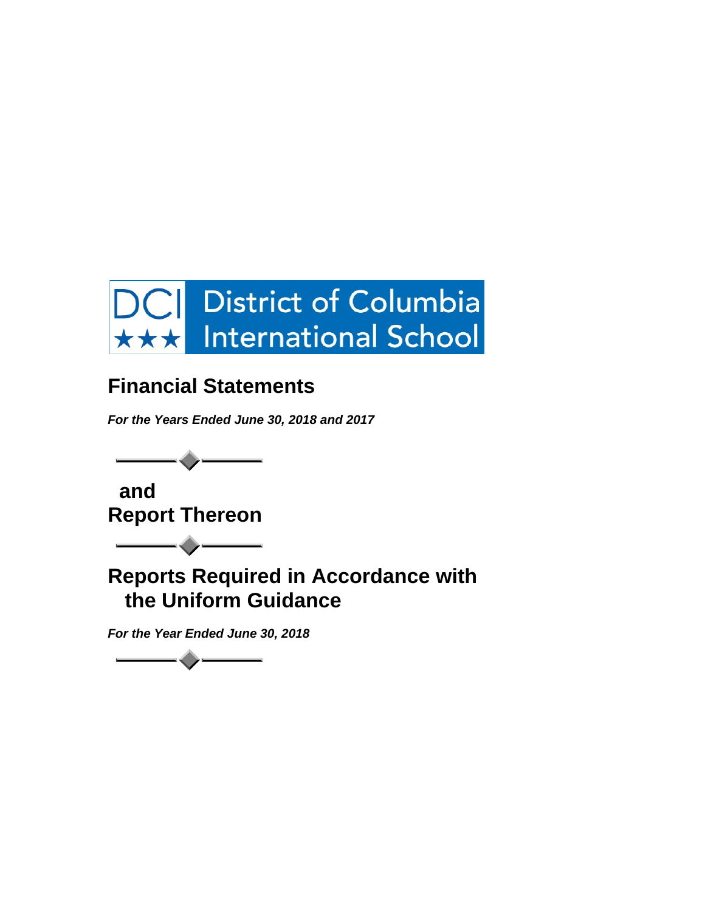DCI ★★★ District of Columbia International School

# Financial Statements

***For the Years Ended June 30, 2018 and 2017***

## and
## Report Thereon

# Reports Required in Accordance with the Uniform Guidance

***For the Year Ended June 30, 2018***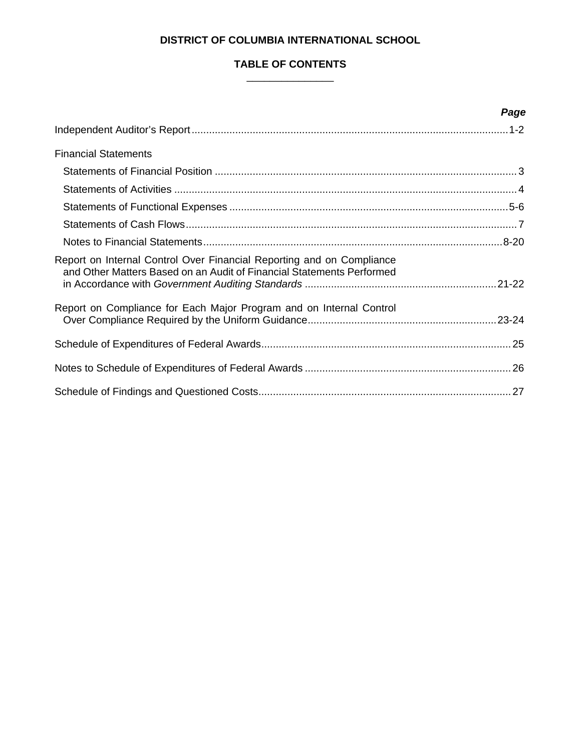# DISTRICT OF COLUMBIA INTERNATIONAL SCHOOL

## TABLE OF CONTENTS

| | ***Page*** |
|---|---|
| Independent Auditor's Report | 1-2 |
| Financial Statements | |
| Statements of Financial Position | 3 |
| Statements of Activities | 4 |
| Statements of Functional Expenses | 5-6 |
| Statements of Cash Flows | 7 |
| Notes to Financial Statements | 8-20 |
| Report on Internal Control Over Financial Reporting and on Compliance and Other Matters Based on an Audit of Financial Statements Performed in Accordance with *Government Auditing Standards* | 21-22 |
| Report on Compliance for Each Major Program and on Internal Control Over Compliance Required by the Uniform Guidance | 23-24 |
| Schedule of Expenditures of Federal Awards | 25 |
| Notes to Schedule of Expenditures of Federal Awards | 26 |
| Schedule of Findings and Questioned Costs | 27 |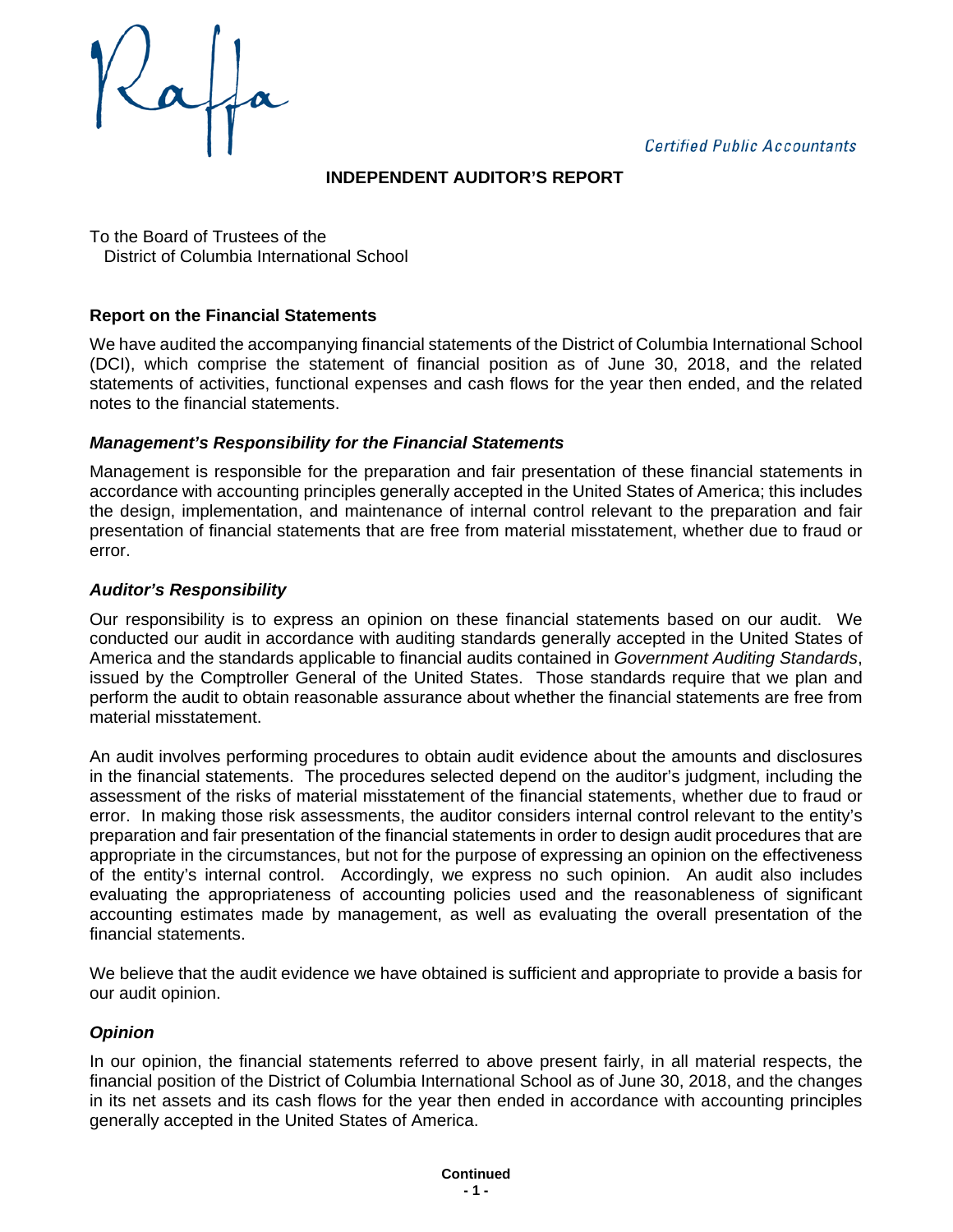Raffa

Certified Public Accountants

# INDEPENDENT AUDITOR'S REPORT

To the Board of Trustees of the
District of Columbia International School

## Report on the Financial Statements

We have audited the accompanying financial statements of the District of Columbia International School (DCI), which comprise the statement of financial position as of June 30, 2018, and the related statements of activities, functional expenses and cash flows for the year then ended, and the related notes to the financial statements.

### *Management's Responsibility for the Financial Statements*

Management is responsible for the preparation and fair presentation of these financial statements in accordance with accounting principles generally accepted in the United States of America; this includes the design, implementation, and maintenance of internal control relevant to the preparation and fair presentation of financial statements that are free from material misstatement, whether due to fraud or error.

### *Auditor's Responsibility*

Our responsibility is to express an opinion on these financial statements based on our audit. We conducted our audit in accordance with auditing standards generally accepted in the United States of America and the standards applicable to financial audits contained in *Government Auditing Standards*, issued by the Comptroller General of the United States. Those standards require that we plan and perform the audit to obtain reasonable assurance about whether the financial statements are free from material misstatement.

An audit involves performing procedures to obtain audit evidence about the amounts and disclosures in the financial statements. The procedures selected depend on the auditor's judgment, including the assessment of the risks of material misstatement of the financial statements, whether due to fraud or error. In making those risk assessments, the auditor considers internal control relevant to the entity's preparation and fair presentation of the financial statements in order to design audit procedures that are appropriate in the circumstances, but not for the purpose of expressing an opinion on the effectiveness of the entity's internal control. Accordingly, we express no such opinion. An audit also includes evaluating the appropriateness of accounting policies used and the reasonableness of significant accounting estimates made by management, as well as evaluating the overall presentation of the financial statements.

We believe that the audit evidence we have obtained is sufficient and appropriate to provide a basis for our audit opinion.

### *Opinion*

In our opinion, the financial statements referred to above present fairly, in all material respects, the financial position of the District of Columbia International School as of June 30, 2018, and the changes in its net assets and its cash flows for the year then ended in accordance with accounting principles generally accepted in the United States of America.

**Continued**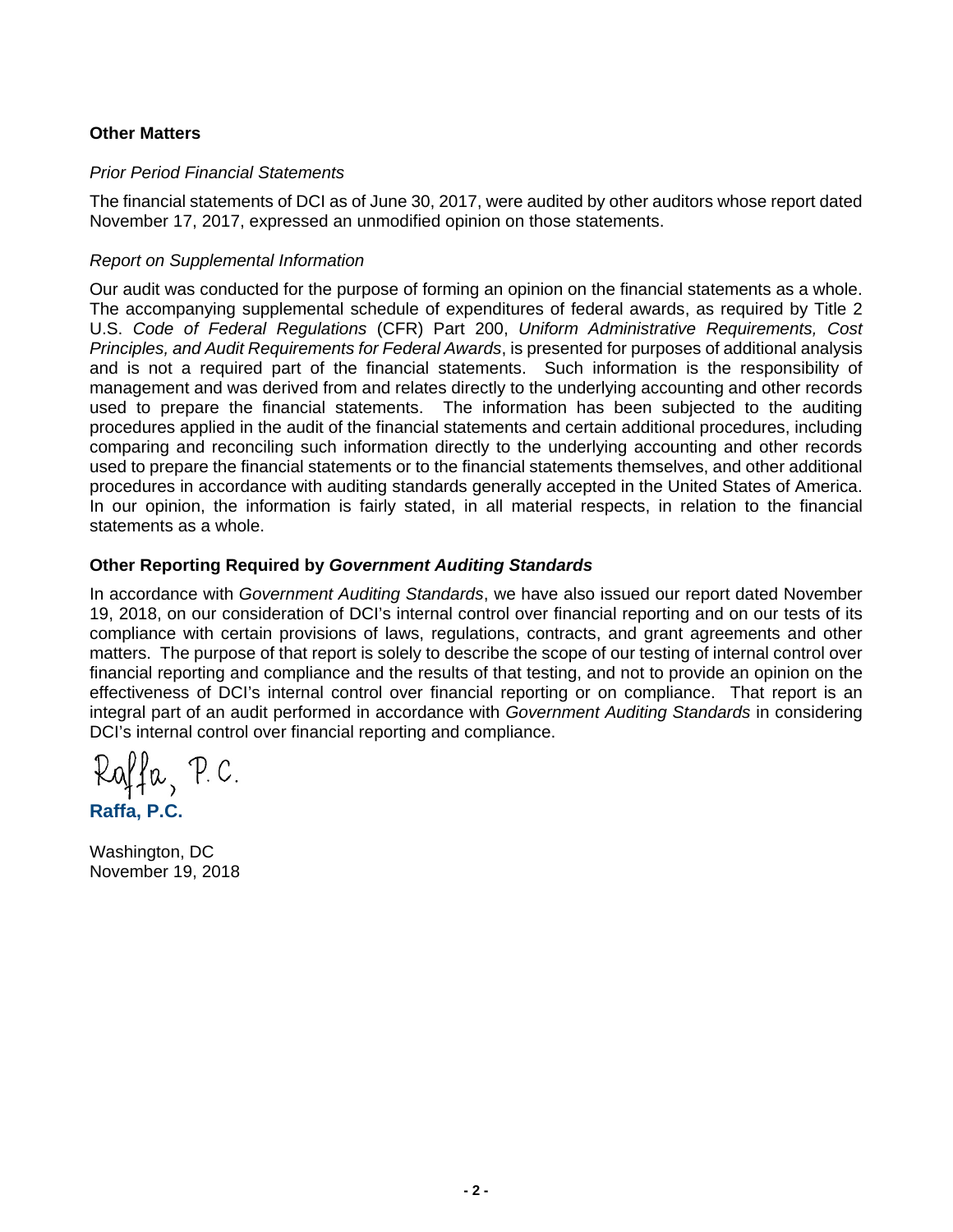## Other Matters

*Prior Period Financial Statements*

The financial statements of DCI as of June 30, 2017, were audited by other auditors whose report dated November 17, 2017, expressed an unmodified opinion on those statements.

*Report on Supplemental Information*

Our audit was conducted for the purpose of forming an opinion on the financial statements as a whole. The accompanying supplemental schedule of expenditures of federal awards, as required by Title 2 U.S. *Code of Federal Regulations* (CFR) Part 200, *Uniform Administrative Requirements, Cost Principles, and Audit Requirements for Federal Awards*, is presented for purposes of additional analysis and is not a required part of the financial statements. Such information is the responsibility of management and was derived from and relates directly to the underlying accounting and other records used to prepare the financial statements. The information has been subjected to the auditing procedures applied in the audit of the financial statements and certain additional procedures, including comparing and reconciling such information directly to the underlying accounting and other records used to prepare the financial statements or to the financial statements themselves, and other additional procedures in accordance with auditing standards generally accepted in the United States of America. In our opinion, the information is fairly stated, in all material respects, in relation to the financial statements as a whole.

## Other Reporting Required by *Government Auditing Standards*

In accordance with *Government Auditing Standards*, we have also issued our report dated November 19, 2018, on our consideration of DCI's internal control over financial reporting and on our tests of its compliance with certain provisions of laws, regulations, contracts, and grant agreements and other matters. The purpose of that report is solely to describe the scope of our testing of internal control over financial reporting and compliance and the results of that testing, and not to provide an opinion on the effectiveness of DCI's internal control over financial reporting or on compliance. That report is an integral part of an audit performed in accordance with *Government Auditing Standards* in considering DCI's internal control over financial reporting and compliance.

Raffa, P.C.

**Raffa, P.C.**

Washington, DC
November 19, 2018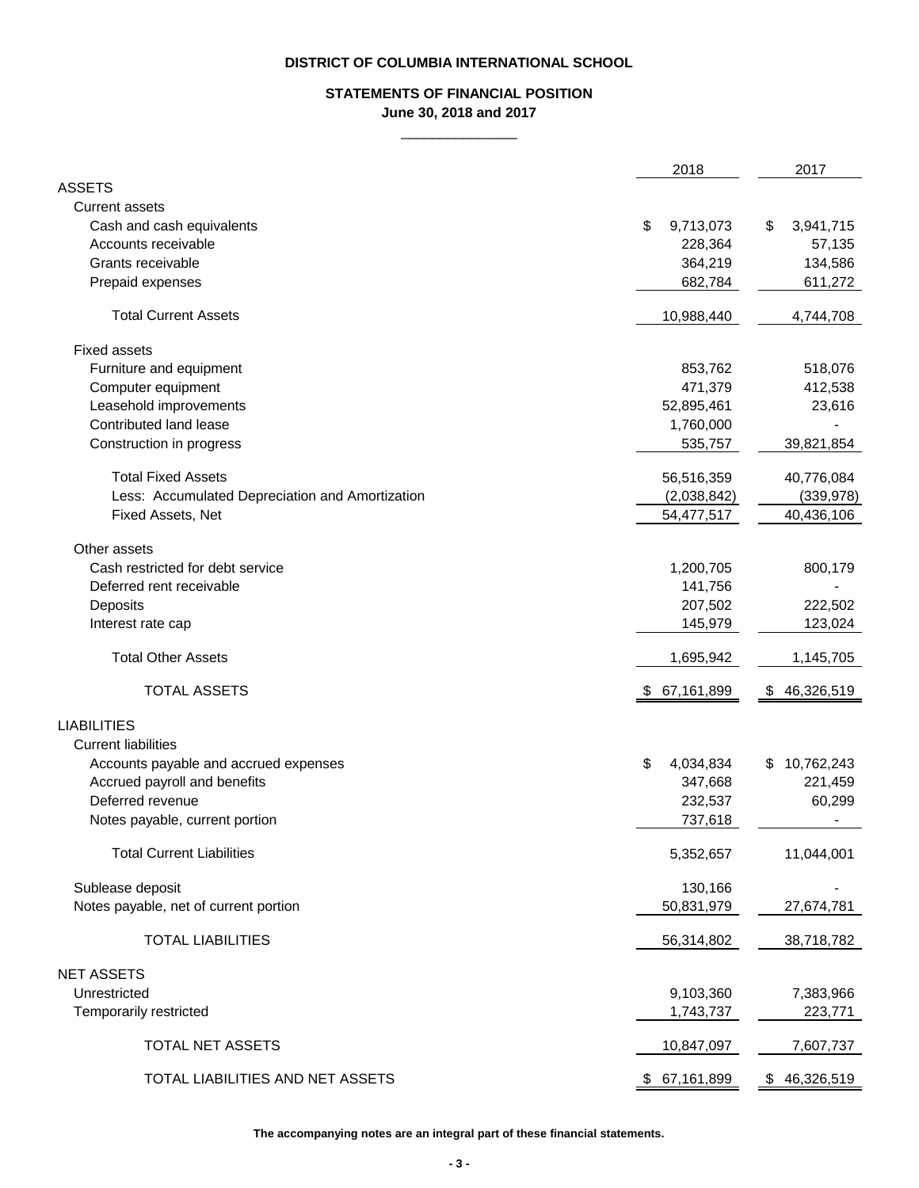**DISTRICT OF COLUMBIA INTERNATIONAL SCHOOL**

**STATEMENTS OF FINANCIAL POSITION**
**June 30, 2018 and 2017**

| | 2018 | 2017 |
|---|---|---|
| ASSETS | | |
| Current assets | | |
| Cash and cash equivalents | $ 9,713,073 | $ 3,941,715 |
| Accounts receivable | 228,364 | 57,135 |
| Grants receivable | 364,219 | 134,586 |
| Prepaid expenses | 682,784 | 611,272 |
| Total Current Assets | 10,988,440 | 4,744,708 |
| Fixed assets | | |
| Furniture and equipment | 853,762 | 518,076 |
| Computer equipment | 471,379 | 412,538 |
| Leasehold improvements | 52,895,461 | 23,616 |
| Contributed land lease | 1,760,000 | - |
| Construction in progress | 535,757 | 39,821,854 |
| Total Fixed Assets | 56,516,359 | 40,776,084 |
| Less: Accumulated Depreciation and Amortization | (2,038,842) | (339,978) |
| Fixed Assets, Net | 54,477,517 | 40,436,106 |
| Other assets | | |
| Cash restricted for debt service | 1,200,705 | 800,179 |
| Deferred rent receivable | 141,756 | - |
| Deposits | 207,502 | 222,502 |
| Interest rate cap | 145,979 | 123,024 |
| Total Other Assets | 1,695,942 | 1,145,705 |
| TOTAL ASSETS | $ 67,161,899 | $ 46,326,519 |
| LIABILITIES | | |
| Current liabilities | | |
| Accounts payable and accrued expenses | $ 4,034,834 | $ 10,762,243 |
| Accrued payroll and benefits | 347,668 | 221,459 |
| Deferred revenue | 232,537 | 60,299 |
| Notes payable, current portion | 737,618 | - |
| Total Current Liabilities | 5,352,657 | 11,044,001 |
| Sublease deposit | 130,166 | - |
| Notes payable, net of current portion | 50,831,979 | 27,674,781 |
| TOTAL LIABILITIES | 56,314,802 | 38,718,782 |
| NET ASSETS | | |
| Unrestricted | 9,103,360 | 7,383,966 |
| Temporarily restricted | 1,743,737 | 223,771 |
| TOTAL NET ASSETS | 10,847,097 | 7,607,737 |
| TOTAL LIABILITIES AND NET ASSETS | $ 67,161,899 | $ 46,326,519 |

**The accompanying notes are an integral part of these financial statements.**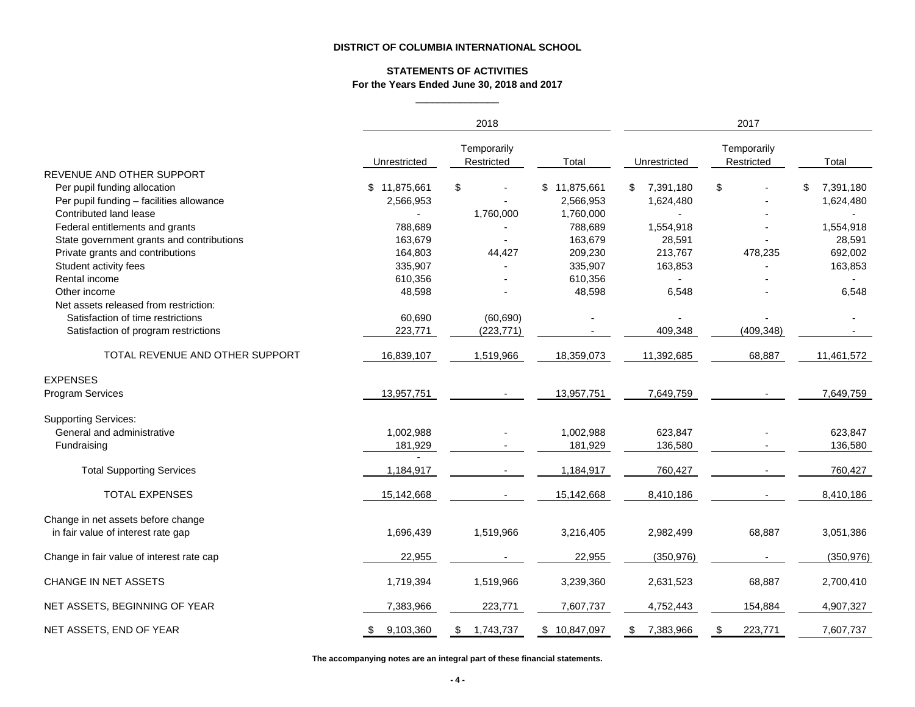**DISTRICT OF COLUMBIA INTERNATIONAL SCHOOL**

**STATEMENTS OF ACTIVITIES**
**For the Years Ended June 30, 2018 and 2017**

| | 2018 | | | 2017 | | |
|---|---|---|---|---|---|---|
| | Unrestricted | Temporarily Restricted | Total | Unrestricted | Temporarily Restricted | Total |
| REVENUE AND OTHER SUPPORT | | | | | | |
| Per pupil funding allocation | $ 11,875,661 | $ - | $ 11,875,661 | $ 7,391,180 | $ - | $ 7,391,180 |
| Per pupil funding – facilities allowance | 2,566,953 | - | 2,566,953 | 1,624,480 | - | 1,624,480 |
| Contributed land lease | - | 1,760,000 | 1,760,000 | - | - | - |
| Federal entitlements and grants | 788,689 | - | 788,689 | 1,554,918 | - | 1,554,918 |
| State government grants and contributions | 163,679 | - | 163,679 | 28,591 | - | 28,591 |
| Private grants and contributions | 164,803 | 44,427 | 209,230 | 213,767 | 478,235 | 692,002 |
| Student activity fees | 335,907 | - | 335,907 | 163,853 | - | 163,853 |
| Rental income | 610,356 | - | 610,356 | - | - | - |
| Other income | 48,598 | - | 48,598 | 6,548 | - | 6,548 |
| Net assets released from restriction: | | | | | | |
| Satisfaction of time restrictions | 60,690 | (60,690) | - | - | - | - |
| Satisfaction of program restrictions | 223,771 | (223,771) | - | 409,348 | (409,348) | - |
| TOTAL REVENUE AND OTHER SUPPORT | 16,839,107 | 1,519,966 | 18,359,073 | 11,392,685 | 68,887 | 11,461,572 |
| EXPENSES | | | | | | |
| Program Services | 13,957,751 | - | 13,957,751 | 7,649,759 | - | 7,649,759 |
| Supporting Services: | | | | | | |
| General and administrative | 1,002,988 | - | 1,002,988 | 623,847 | - | 623,847 |
| Fundraising | 181,929 | - | 181,929 | 136,580 | - | 136,580 |
| | - | | | | | |
| Total Supporting Services | 1,184,917 | - | 1,184,917 | 760,427 | - | 760,427 |
| TOTAL EXPENSES | 15,142,668 | - | 15,142,668 | 8,410,186 | - | 8,410,186 |
| Change in net assets before change in fair value of interest rate gap | 1,696,439 | 1,519,966 | 3,216,405 | 2,982,499 | 68,887 | 3,051,386 |
| Change in fair value of interest rate cap | 22,955 | - | 22,955 | (350,976) | - | (350,976) |
| CHANGE IN NET ASSETS | 1,719,394 | 1,519,966 | 3,239,360 | 2,631,523 | 68,887 | 2,700,410 |
| NET ASSETS, BEGINNING OF YEAR | 7,383,966 | 223,771 | 7,607,737 | 4,752,443 | 154,884 | 4,907,327 |
| NET ASSETS, END OF YEAR | $ 9,103,360 | $ 1,743,737 | $ 10,847,097 | $ 7,383,966 | $ 223,771 | 7,607,737 |

**The accompanying notes are an integral part of these financial statements.**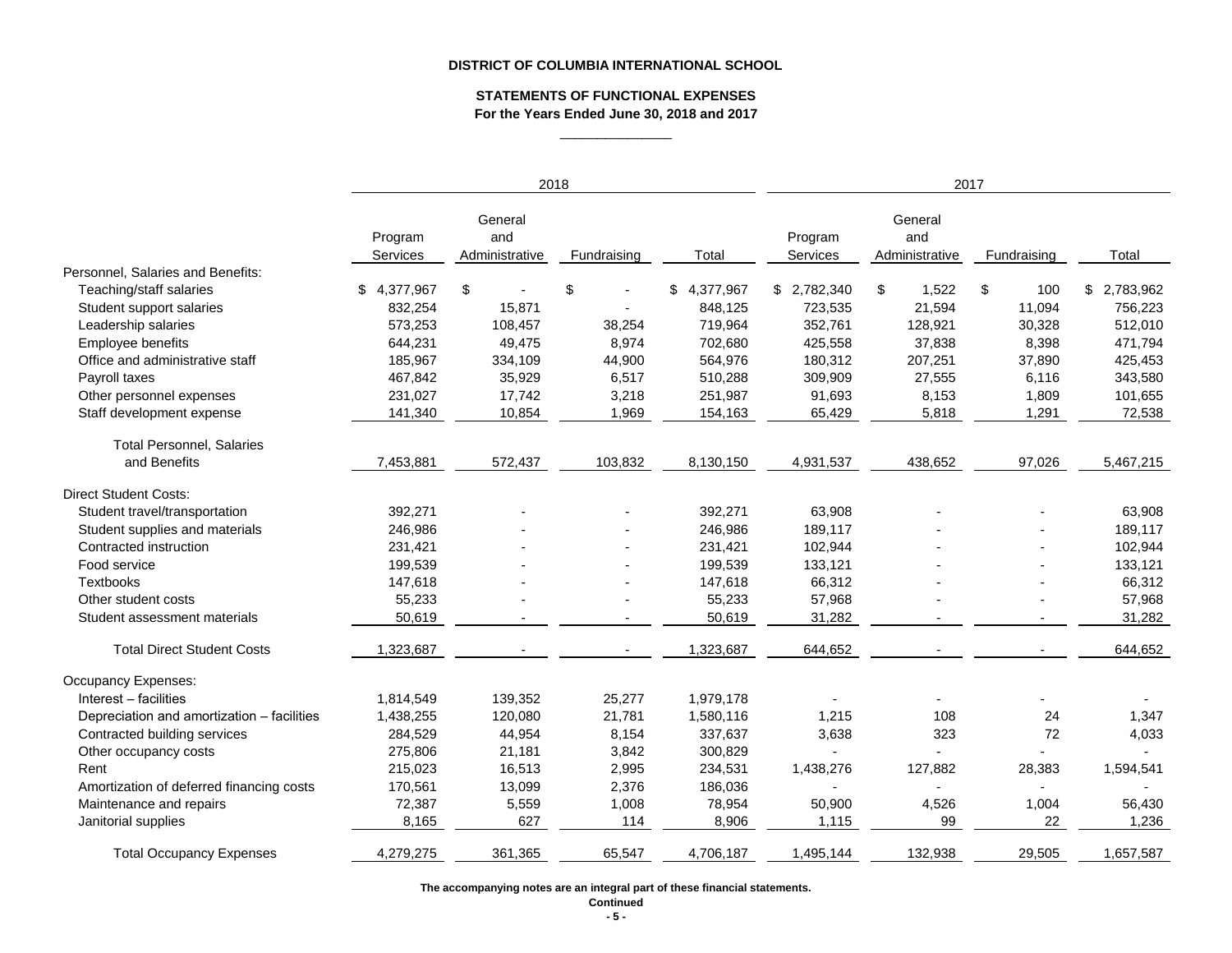**DISTRICT OF COLUMBIA INTERNATIONAL SCHOOL**

**STATEMENTS OF FUNCTIONAL EXPENSES**
**For the Years Ended June 30, 2018 and 2017**

| | 2018 | | | | 2017 | | | |
|---|---|---|---|---|---|---|---|---|
| | Program Services | General and Administrative | Fundraising | Total | Program Services | General and Administrative | Fundraising | Total |
| Personnel, Salaries and Benefits: | | | | | | | | |
| Teaching/staff salaries | $ 4,377,967 | $ - | $ - | $ 4,377,967 | $ 2,782,340 | $ 1,522 | $ 100 | $ 2,783,962 |
| Student support salaries | 832,254 | 15,871 | - | 848,125 | 723,535 | 21,594 | 11,094 | 756,223 |
| Leadership salaries | 573,253 | 108,457 | 38,254 | 719,964 | 352,761 | 128,921 | 30,328 | 512,010 |
| Employee benefits | 644,231 | 49,475 | 8,974 | 702,680 | 425,558 | 37,838 | 8,398 | 471,794 |
| Office and administrative staff | 185,967 | 334,109 | 44,900 | 564,976 | 180,312 | 207,251 | 37,890 | 425,453 |
| Payroll taxes | 467,842 | 35,929 | 6,517 | 510,288 | 309,909 | 27,555 | 6,116 | 343,580 |
| Other personnel expenses | 231,027 | 17,742 | 3,218 | 251,987 | 91,693 | 8,153 | 1,809 | 101,655 |
| Staff development expense | 141,340 | 10,854 | 1,969 | 154,163 | 65,429 | 5,818 | 1,291 | 72,538 |
| Total Personnel, Salaries and Benefits | 7,453,881 | 572,437 | 103,832 | 8,130,150 | 4,931,537 | 438,652 | 97,026 | 5,467,215 |
| Direct Student Costs: | | | | | | | | |
| Student travel/transportation | 392,271 | - | - | 392,271 | 63,908 | - | - | 63,908 |
| Student supplies and materials | 246,986 | - | - | 246,986 | 189,117 | - | - | 189,117 |
| Contracted instruction | 231,421 | - | - | 231,421 | 102,944 | - | - | 102,944 |
| Food service | 199,539 | - | - | 199,539 | 133,121 | - | - | 133,121 |
| Textbooks | 147,618 | - | - | 147,618 | 66,312 | - | - | 66,312 |
| Other student costs | 55,233 | - | - | 55,233 | 57,968 | - | - | 57,968 |
| Student assessment materials | 50,619 | - | - | 50,619 | 31,282 | - | - | 31,282 |
| Total Direct Student Costs | 1,323,687 | - | - | 1,323,687 | 644,652 | - | - | 644,652 |
| Occupancy Expenses: | | | | | | | | |
| Interest – facilities | 1,814,549 | 139,352 | 25,277 | 1,979,178 | - | - | - | - |
| Depreciation and amortization – facilities | 1,438,255 | 120,080 | 21,781 | 1,580,116 | 1,215 | 108 | 24 | 1,347 |
| Contracted building services | 284,529 | 44,954 | 8,154 | 337,637 | 3,638 | 323 | 72 | 4,033 |
| Other occupancy costs | 275,806 | 21,181 | 3,842 | 300,829 | - | - | - | - |
| Rent | 215,023 | 16,513 | 2,995 | 234,531 | 1,438,276 | 127,882 | 28,383 | 1,594,541 |
| Amortization of deferred financing costs | 170,561 | 13,099 | 2,376 | 186,036 | - | - | - | - |
| Maintenance and repairs | 72,387 | 5,559 | 1,008 | 78,954 | 50,900 | 4,526 | 1,004 | 56,430 |
| Janitorial supplies | 8,165 | 627 | 114 | 8,906 | 1,115 | 99 | 22 | 1,236 |
| Total Occupancy Expenses | 4,279,275 | 361,365 | 65,547 | 4,706,187 | 1,495,144 | 132,938 | 29,505 | 1,657,587 |

**The accompanying notes are an integral part of these financial statements.**

**Continued**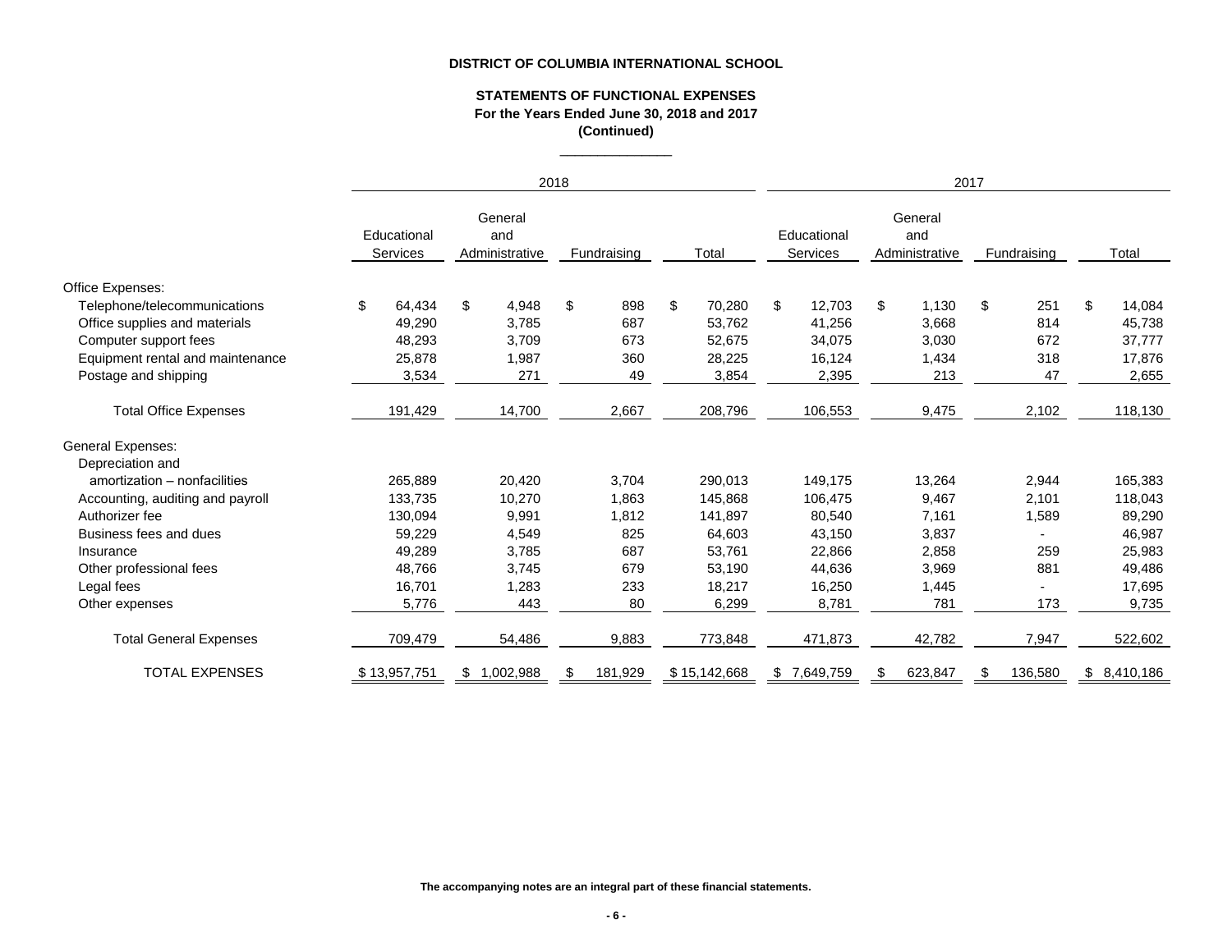**DISTRICT OF COLUMBIA INTERNATIONAL SCHOOL**

**STATEMENTS OF FUNCTIONAL EXPENSES**
**For the Years Ended June 30, 2018 and 2017**
**(Continued)**

| | 2018 | | | | 2017 | | | |
|---|---|---|---|---|---|---|---|---|
| | Educational Services | General and Administrative | Fundraising | Total | Educational Services | General and Administrative | Fundraising | Total |
| Office Expenses: | | | | | | | | |
| Telephone/telecommunications | $ 64,434 | $ 4,948 | $ 898 | $ 70,280 | $ 12,703 | $ 1,130 | $ 251 | $ 14,084 |
| Office supplies and materials | 49,290 | 3,785 | 687 | 53,762 | 41,256 | 3,668 | 814 | 45,738 |
| Computer support fees | 48,293 | 3,709 | 673 | 52,675 | 34,075 | 3,030 | 672 | 37,777 |
| Equipment rental and maintenance | 25,878 | 1,987 | 360 | 28,225 | 16,124 | 1,434 | 318 | 17,876 |
| Postage and shipping | 3,534 | 271 | 49 | 3,854 | 2,395 | 213 | 47 | 2,655 |
| Total Office Expenses | 191,429 | 14,700 | 2,667 | 208,796 | 106,553 | 9,475 | 2,102 | 118,130 |
| General Expenses: | | | | | | | | |
| Depreciation and amortization – nonfacilities | 265,889 | 20,420 | 3,704 | 290,013 | 149,175 | 13,264 | 2,944 | 165,383 |
| Accounting, auditing and payroll | 133,735 | 10,270 | 1,863 | 145,868 | 106,475 | 9,467 | 2,101 | 118,043 |
| Authorizer fee | 130,094 | 9,991 | 1,812 | 141,897 | 80,540 | 7,161 | 1,589 | 89,290 |
| Business fees and dues | 59,229 | 4,549 | 825 | 64,603 | 43,150 | 3,837 | - | 46,987 |
| Insurance | 49,289 | 3,785 | 687 | 53,761 | 22,866 | 2,858 | 259 | 25,983 |
| Other professional fees | 48,766 | 3,745 | 679 | 53,190 | 44,636 | 3,969 | 881 | 49,486 |
| Legal fees | 16,701 | 1,283 | 233 | 18,217 | 16,250 | 1,445 | - | 17,695 |
| Other expenses | 5,776 | 443 | 80 | 6,299 | 8,781 | 781 | 173 | 9,735 |
| Total General Expenses | 709,479 | 54,486 | 9,883 | 773,848 | 471,873 | 42,782 | 7,947 | 522,602 |
| TOTAL EXPENSES | $ 13,957,751 | $ 1,002,988 | $ 181,929 | $ 15,142,668 | $ 7,649,759 | $ 623,847 | $ 136,580 | $ 8,410,186 |

**The accompanying notes are an integral part of these financial statements.**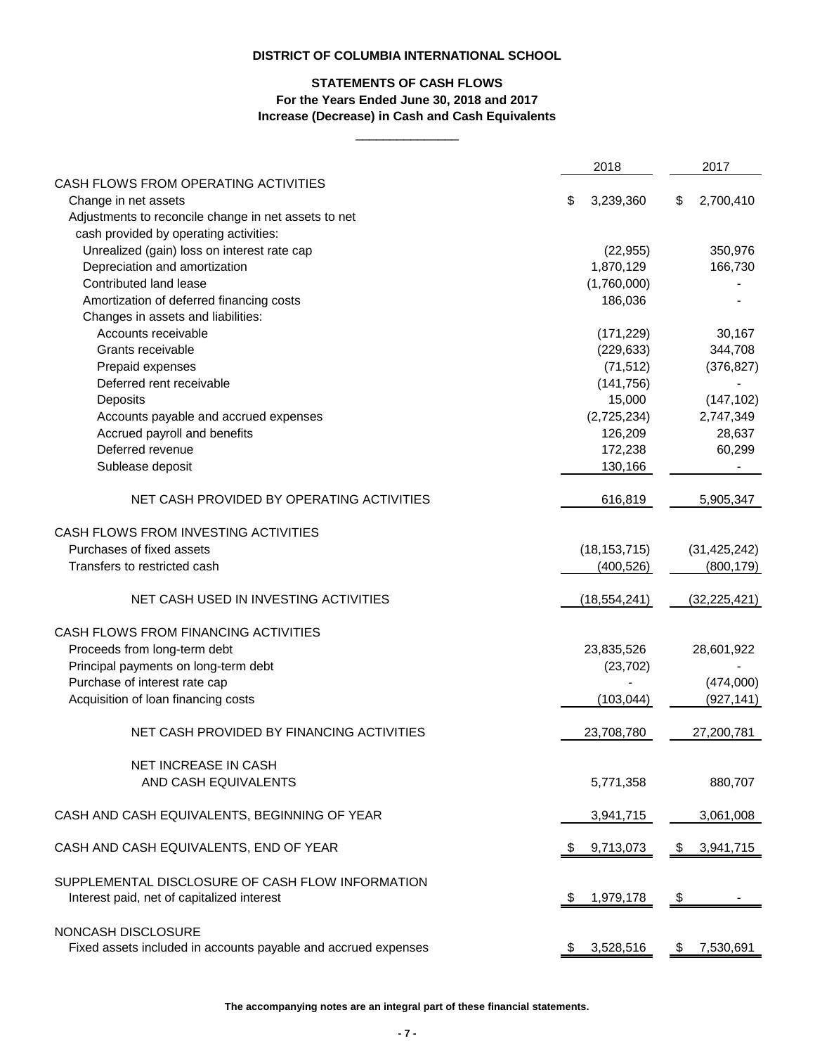**DISTRICT OF COLUMBIA INTERNATIONAL SCHOOL**

**STATEMENTS OF CASH FLOWS**
**For the Years Ended June 30, 2018 and 2017**
**Increase (Decrease) in Cash and Cash Equivalents**

| | 2018 | 2017 |
|---|---|---|
| CASH FLOWS FROM OPERATING ACTIVITIES | | |
| Change in net assets | $ 3,239,360 | $ 2,700,410 |
| Adjustments to reconcile change in net assets to net cash provided by operating activities: | | |
| Unrealized (gain) loss on interest rate cap | (22,955) | 350,976 |
| Depreciation and amortization | 1,870,129 | 166,730 |
| Contributed land lease | (1,760,000) | - |
| Amortization of deferred financing costs | 186,036 | - |
| Changes in assets and liabilities: | | |
| Accounts receivable | (171,229) | 30,167 |
| Grants receivable | (229,633) | 344,708 |
| Prepaid expenses | (71,512) | (376,827) |
| Deferred rent receivable | (141,756) | - |
| Deposits | 15,000 | (147,102) |
| Accounts payable and accrued expenses | (2,725,234) | 2,747,349 |
| Accrued payroll and benefits | 126,209 | 28,637 |
| Deferred revenue | 172,238 | 60,299 |
| Sublease deposit | 130,166 | - |
| NET CASH PROVIDED BY OPERATING ACTIVITIES | 616,819 | 5,905,347 |
| CASH FLOWS FROM INVESTING ACTIVITIES | | |
| Purchases of fixed assets | (18,153,715) | (31,425,242) |
| Transfers to restricted cash | (400,526) | (800,179) |
| NET CASH USED IN INVESTING ACTIVITIES | (18,554,241) | (32,225,421) |
| CASH FLOWS FROM FINANCING ACTIVITIES | | |
| Proceeds from long-term debt | 23,835,526 | 28,601,922 |
| Principal payments on long-term debt | (23,702) | - |
| Purchase of interest rate cap | - | (474,000) |
| Acquisition of loan financing costs | (103,044) | (927,141) |
| NET CASH PROVIDED BY FINANCING ACTIVITIES | 23,708,780 | 27,200,781 |
| NET INCREASE IN CASH AND CASH EQUIVALENTS | 5,771,358 | 880,707 |
| CASH AND CASH EQUIVALENTS, BEGINNING OF YEAR | 3,941,715 | 3,061,008 |
| CASH AND CASH EQUIVALENTS, END OF YEAR | $ 9,713,073 | $ 3,941,715 |
| SUPPLEMENTAL DISCLOSURE OF CASH FLOW INFORMATION | | |
| Interest paid, net of capitalized interest | $ 1,979,178 | $ - |
| NONCASH DISCLOSURE | | |
| Fixed assets included in accounts payable and accrued expenses | $ 3,528,516 | $ 7,530,691 |

**The accompanying notes are an integral part of these financial statements.**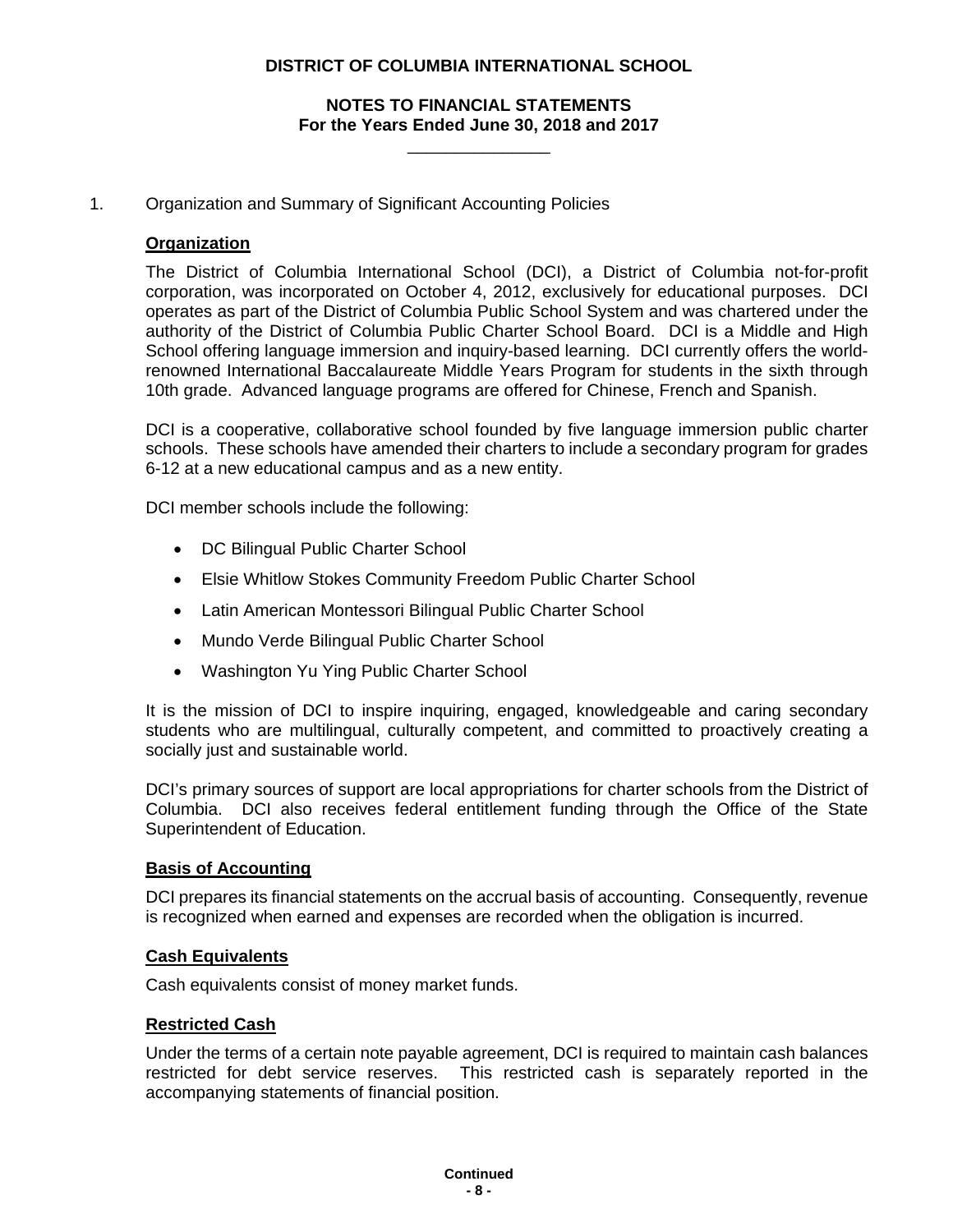# DISTRICT OF COLUMBIA INTERNATIONAL SCHOOL

## NOTES TO FINANCIAL STATEMENTS
## For the Years Ended June 30, 2018 and 2017

1. Organization and Summary of Significant Accounting Policies

### Organization

The District of Columbia International School (DCI), a District of Columbia not-for-profit corporation, was incorporated on October 4, 2012, exclusively for educational purposes. DCI operates as part of the District of Columbia Public School System and was chartered under the authority of the District of Columbia Public Charter School Board. DCI is a Middle and High School offering language immersion and inquiry-based learning. DCI currently offers the world-renowned International Baccalaureate Middle Years Program for students in the sixth through 10th grade. Advanced language programs are offered for Chinese, French and Spanish.

DCI is a cooperative, collaborative school founded by five language immersion public charter schools. These schools have amended their charters to include a secondary program for grades 6-12 at a new educational campus and as a new entity.

DCI member schools include the following:

- DC Bilingual Public Charter School
- Elsie Whitlow Stokes Community Freedom Public Charter School
- Latin American Montessori Bilingual Public Charter School
- Mundo Verde Bilingual Public Charter School
- Washington Yu Ying Public Charter School

It is the mission of DCI to inspire inquiring, engaged, knowledgeable and caring secondary students who are multilingual, culturally competent, and committed to proactively creating a socially just and sustainable world.

DCI's primary sources of support are local appropriations for charter schools from the District of Columbia. DCI also receives federal entitlement funding through the Office of the State Superintendent of Education.

### Basis of Accounting

DCI prepares its financial statements on the accrual basis of accounting. Consequently, revenue is recognized when earned and expenses are recorded when the obligation is incurred.

### Cash Equivalents

Cash equivalents consist of money market funds.

### Restricted Cash

Under the terms of a certain note payable agreement, DCI is required to maintain cash balances restricted for debt service reserves. This restricted cash is separately reported in the accompanying statements of financial position.

**Continued**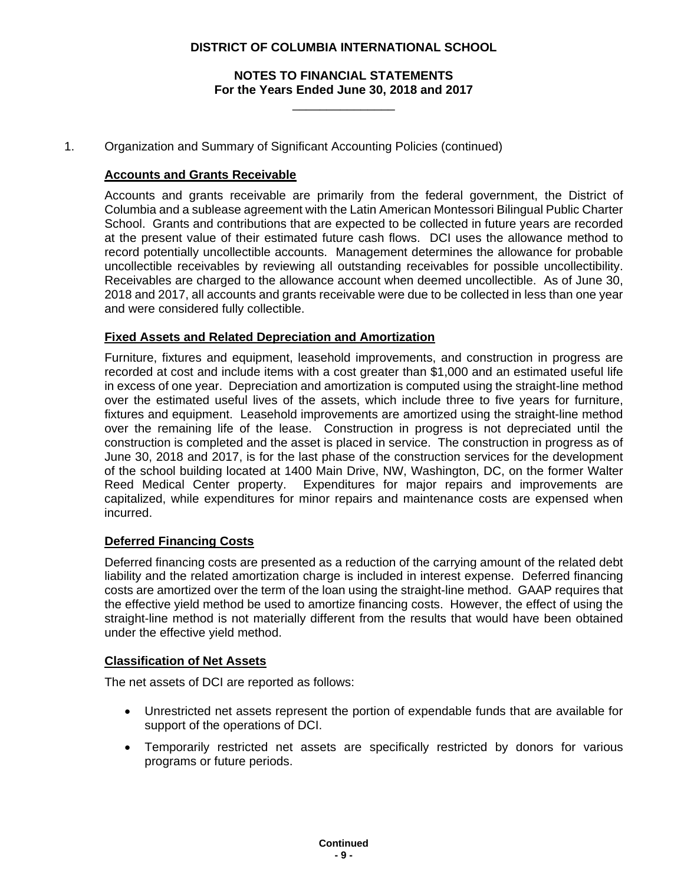1. Organization and Summary of Significant Accounting Policies (continued)

**Accounts and Grants Receivable**

Accounts and grants receivable are primarily from the federal government, the District of Columbia and a sublease agreement with the Latin American Montessori Bilingual Public Charter School. Grants and contributions that are expected to be collected in future years are recorded at the present value of their estimated future cash flows. DCI uses the allowance method to record potentially uncollectible accounts. Management determines the allowance for probable uncollectible receivables by reviewing all outstanding receivables for possible uncollectibility. Receivables are charged to the allowance account when deemed uncollectible. As of June 30, 2018 and 2017, all accounts and grants receivable were due to be collected in less than one year and were considered fully collectible.

**Fixed Assets and Related Depreciation and Amortization**

Furniture, fixtures and equipment, leasehold improvements, and construction in progress are recorded at cost and include items with a cost greater than $1,000 and an estimated useful life in excess of one year. Depreciation and amortization is computed using the straight-line method over the estimated useful lives of the assets, which include three to five years for furniture, fixtures and equipment. Leasehold improvements are amortized using the straight-line method over the remaining life of the lease. Construction in progress is not depreciated until the construction is completed and the asset is placed in service. The construction in progress as of June 30, 2018 and 2017, is for the last phase of the construction services for the development of the school building located at 1400 Main Drive, NW, Washington, DC, on the former Walter Reed Medical Center property. Expenditures for major repairs and improvements are capitalized, while expenditures for minor repairs and maintenance costs are expensed when incurred.

**Deferred Financing Costs**

Deferred financing costs are presented as a reduction of the carrying amount of the related debt liability and the related amortization charge is included in interest expense. Deferred financing costs are amortized over the term of the loan using the straight-line method. GAAP requires that the effective yield method be used to amortize financing costs. However, the effect of using the straight-line method is not materially different from the results that would have been obtained under the effective yield method.

**Classification of Net Assets**

The net assets of DCI are reported as follows:

- Unrestricted net assets represent the portion of expendable funds that are available for support of the operations of DCI.
- Temporarily restricted net assets are specifically restricted by donors for various programs or future periods.

**Continued**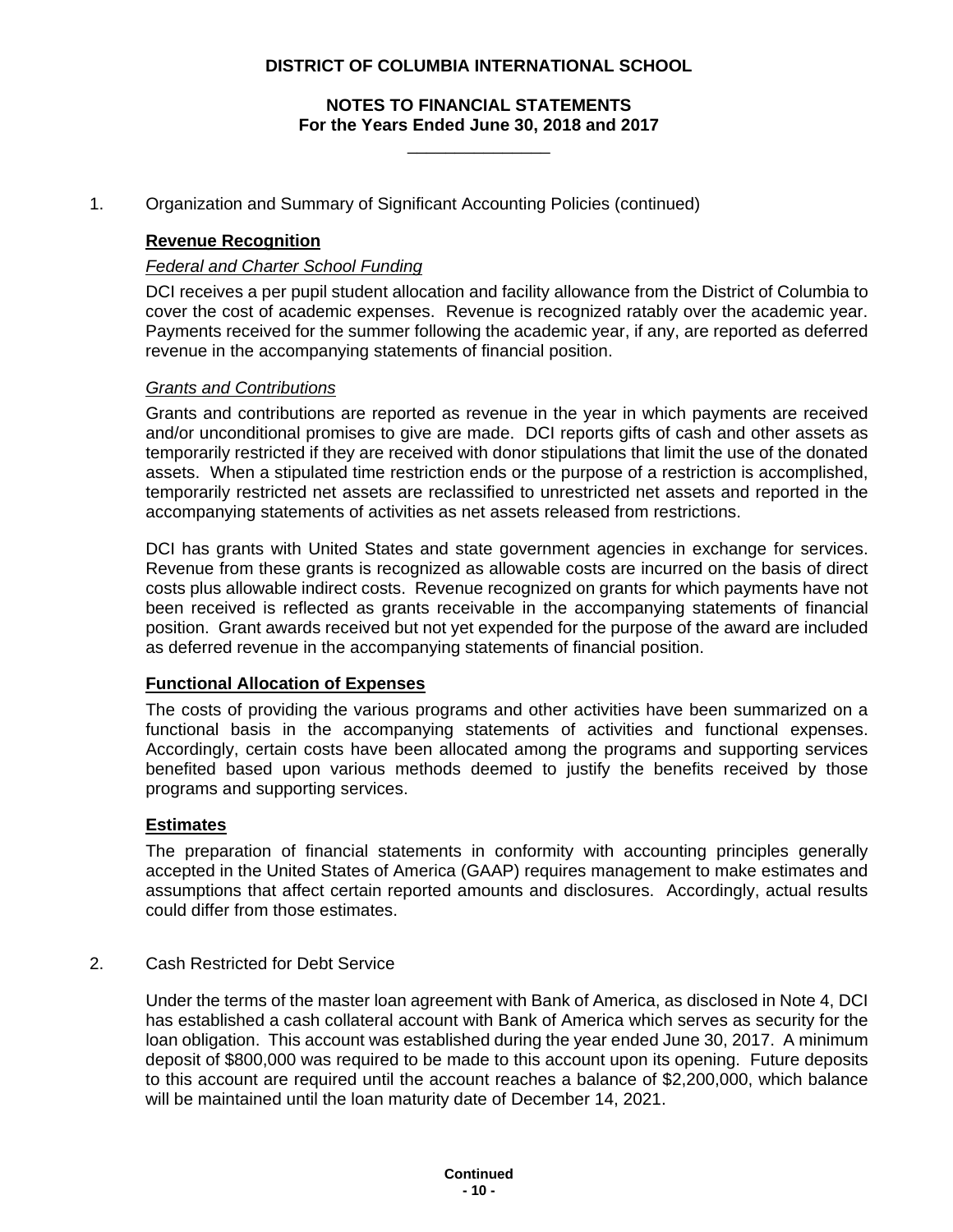# DISTRICT OF COLUMBIA INTERNATIONAL SCHOOL

## NOTES TO FINANCIAL STATEMENTS
## For the Years Ended June 30, 2018 and 2017

1. Organization and Summary of Significant Accounting Policies (continued)

**Revenue Recognition**

*Federal and Charter School Funding*

DCI receives a per pupil student allocation and facility allowance from the District of Columbia to cover the cost of academic expenses. Revenue is recognized ratably over the academic year. Payments received for the summer following the academic year, if any, are reported as deferred revenue in the accompanying statements of financial position.

*Grants and Contributions*

Grants and contributions are reported as revenue in the year in which payments are received and/or unconditional promises to give are made. DCI reports gifts of cash and other assets as temporarily restricted if they are received with donor stipulations that limit the use of the donated assets. When a stipulated time restriction ends or the purpose of a restriction is accomplished, temporarily restricted net assets are reclassified to unrestricted net assets and reported in the accompanying statements of activities as net assets released from restrictions.

DCI has grants with United States and state government agencies in exchange for services. Revenue from these grants is recognized as allowable costs are incurred on the basis of direct costs plus allowable indirect costs. Revenue recognized on grants for which payments have not been received is reflected as grants receivable in the accompanying statements of financial position. Grant awards received but not yet expended for the purpose of the award are included as deferred revenue in the accompanying statements of financial position.

**Functional Allocation of Expenses**

The costs of providing the various programs and other activities have been summarized on a functional basis in the accompanying statements of activities and functional expenses. Accordingly, certain costs have been allocated among the programs and supporting services benefited based upon various methods deemed to justify the benefits received by those programs and supporting services.

**Estimates**

The preparation of financial statements in conformity with accounting principles generally accepted in the United States of America (GAAP) requires management to make estimates and assumptions that affect certain reported amounts and disclosures. Accordingly, actual results could differ from those estimates.

2. Cash Restricted for Debt Service

Under the terms of the master loan agreement with Bank of America, as disclosed in Note 4, DCI has established a cash collateral account with Bank of America which serves as security for the loan obligation. This account was established during the year ended June 30, 2017. A minimum deposit of $800,000 was required to be made to this account upon its opening. Future deposits to this account are required until the account reaches a balance of $2,200,000, which balance will be maintained until the loan maturity date of December 14, 2021.

**Continued**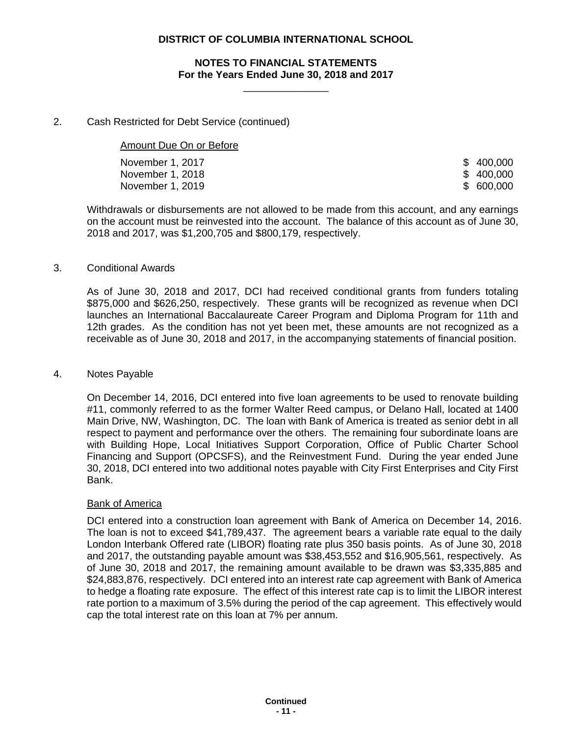## 2. Cash Restricted for Debt Service (continued)

| Amount Due On or Before | |
|---|---|
| November 1, 2017 | $ 400,000 |
| November 1, 2018 | $ 400,000 |
| November 1, 2019 | $ 600,000 |

Withdrawals or disbursements are not allowed to be made from this account, and any earnings on the account must be reinvested into the account. The balance of this account as of June 30, 2018 and 2017, was $1,200,705 and $800,179, respectively.

## 3. Conditional Awards

As of June 30, 2018 and 2017, DCI had received conditional grants from funders totaling $875,000 and $626,250, respectively. These grants will be recognized as revenue when DCI launches an International Baccalaureate Career Program and Diploma Program for 11th and 12th grades. As the condition has not yet been met, these amounts are not recognized as a receivable as of June 30, 2018 and 2017, in the accompanying statements of financial position.

## 4. Notes Payable

On December 14, 2016, DCI entered into five loan agreements to be used to renovate building #11, commonly referred to as the former Walter Reed campus, or Delano Hall, located at 1400 Main Drive, NW, Washington, DC. The loan with Bank of America is treated as senior debt in all respect to payment and performance over the others. The remaining four subordinate loans are with Building Hope, Local Initiatives Support Corporation, Office of Public Charter School Financing and Support (OPCSFS), and the Reinvestment Fund. During the year ended June 30, 2018, DCI entered into two additional notes payable with City First Enterprises and City First Bank.

### Bank of America

DCI entered into a construction loan agreement with Bank of America on December 14, 2016. The loan is not to exceed $41,789,437. The agreement bears a variable rate equal to the daily London Interbank Offered rate (LIBOR) floating rate plus 350 basis points. As of June 30, 2018 and 2017, the outstanding payable amount was $38,453,552 and $16,905,561, respectively. As of June 30, 2018 and 2017, the remaining amount available to be drawn was $3,335,885 and $24,883,876, respectively. DCI entered into an interest rate cap agreement with Bank of America to hedge a floating rate exposure. The effect of this interest rate cap is to limit the LIBOR interest rate portion to a maximum of 3.5% during the period of the cap agreement. This effectively would cap the total interest rate on this loan at 7% per annum.

Continued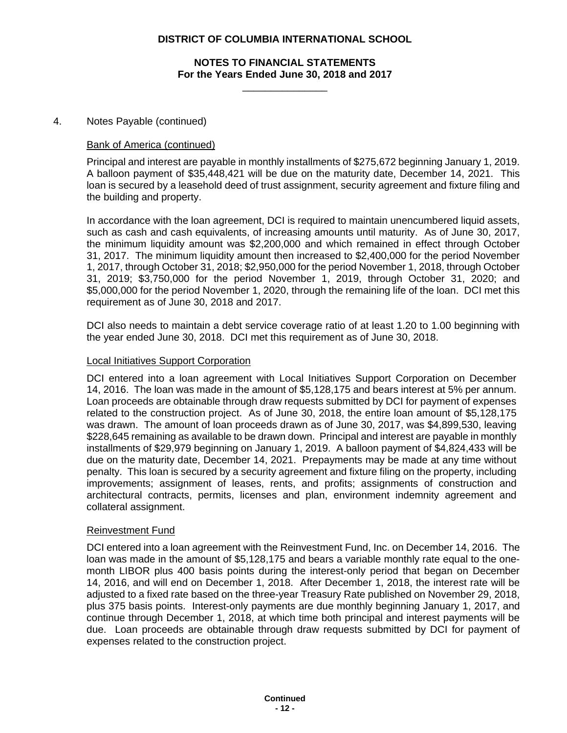4. Notes Payable (continued)

Bank of America (continued)

Principal and interest are payable in monthly installments of $275,672 beginning January 1, 2019. A balloon payment of $35,448,421 will be due on the maturity date, December 14, 2021. This loan is secured by a leasehold deed of trust assignment, security agreement and fixture filing and the building and property.

In accordance with the loan agreement, DCI is required to maintain unencumbered liquid assets, such as cash and cash equivalents, of increasing amounts until maturity. As of June 30, 2017, the minimum liquidity amount was $2,200,000 and which remained in effect through October 31, 2017. The minimum liquidity amount then increased to $2,400,000 for the period November 1, 2017, through October 31, 2018; $2,950,000 for the period November 1, 2018, through October 31, 2019; $3,750,000 for the period November 1, 2019, through October 31, 2020; and $5,000,000 for the period November 1, 2020, through the remaining life of the loan. DCI met this requirement as of June 30, 2018 and 2017.

DCI also needs to maintain a debt service coverage ratio of at least 1.20 to 1.00 beginning with the year ended June 30, 2018. DCI met this requirement as of June 30, 2018.

Local Initiatives Support Corporation

DCI entered into a loan agreement with Local Initiatives Support Corporation on December 14, 2016. The loan was made in the amount of $5,128,175 and bears interest at 5% per annum. Loan proceeds are obtainable through draw requests submitted by DCI for payment of expenses related to the construction project. As of June 30, 2018, the entire loan amount of $5,128,175 was drawn. The amount of loan proceeds drawn as of June 30, 2017, was $4,899,530, leaving $228,645 remaining as available to be drawn down. Principal and interest are payable in monthly installments of $29,979 beginning on January 1, 2019. A balloon payment of $4,824,433 will be due on the maturity date, December 14, 2021. Prepayments may be made at any time without penalty. This loan is secured by a security agreement and fixture filing on the property, including improvements; assignment of leases, rents, and profits; assignments of construction and architectural contracts, permits, licenses and plan, environment indemnity agreement and collateral assignment.

Reinvestment Fund

DCI entered into a loan agreement with the Reinvestment Fund, Inc. on December 14, 2016. The loan was made in the amount of $5,128,175 and bears a variable monthly rate equal to the one-month LIBOR plus 400 basis points during the interest-only period that began on December 14, 2016, and will end on December 1, 2018. After December 1, 2018, the interest rate will be adjusted to a fixed rate based on the three-year Treasury Rate published on November 29, 2018, plus 375 basis points. Interest-only payments are due monthly beginning January 1, 2017, and continue through December 1, 2018, at which time both principal and interest payments will be due. Loan proceeds are obtainable through draw requests submitted by DCI for payment of expenses related to the construction project.

Continued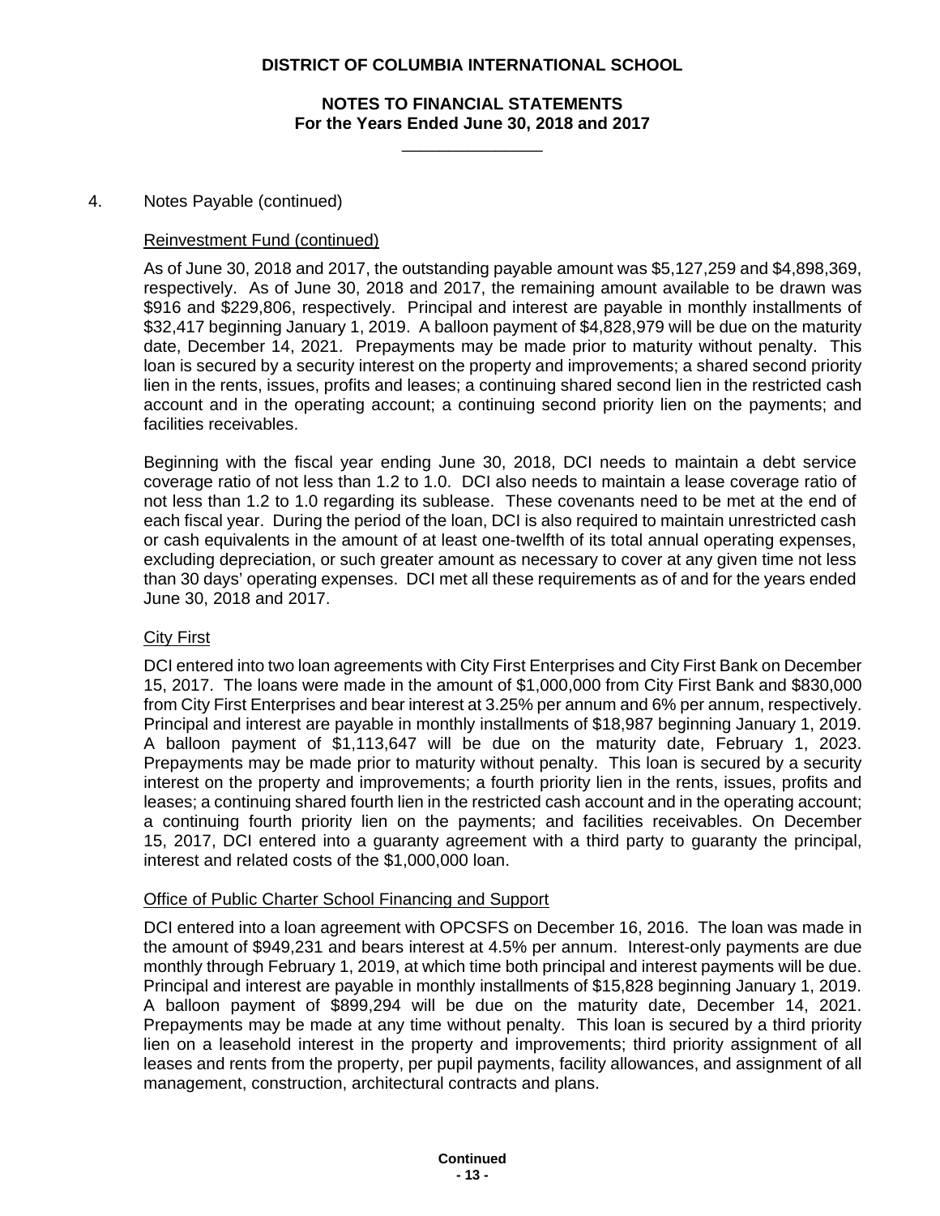4. Notes Payable (continued)

Reinvestment Fund (continued)

As of June 30, 2018 and 2017, the outstanding payable amount was $5,127,259 and $4,898,369, respectively. As of June 30, 2018 and 2017, the remaining amount available to be drawn was $916 and $229,806, respectively. Principal and interest are payable in monthly installments of $32,417 beginning January 1, 2019. A balloon payment of $4,828,979 will be due on the maturity date, December 14, 2021. Prepayments may be made prior to maturity without penalty. This loan is secured by a security interest on the property and improvements; a shared second priority lien in the rents, issues, profits and leases; a continuing shared second lien in the restricted cash account and in the operating account; a continuing second priority lien on the payments; and facilities receivables.

Beginning with the fiscal year ending June 30, 2018, DCI needs to maintain a debt service coverage ratio of not less than 1.2 to 1.0. DCI also needs to maintain a lease coverage ratio of not less than 1.2 to 1.0 regarding its sublease. These covenants need to be met at the end of each fiscal year. During the period of the loan, DCI is also required to maintain unrestricted cash or cash equivalents in the amount of at least one-twelfth of its total annual operating expenses, excluding depreciation, or such greater amount as necessary to cover at any given time not less than 30 days' operating expenses. DCI met all these requirements as of and for the years ended June 30, 2018 and 2017.

City First

DCI entered into two loan agreements with City First Enterprises and City First Bank on December 15, 2017. The loans were made in the amount of $1,000,000 from City First Bank and $830,000 from City First Enterprises and bear interest at 3.25% per annum and 6% per annum, respectively. Principal and interest are payable in monthly installments of $18,987 beginning January 1, 2019. A balloon payment of $1,113,647 will be due on the maturity date, February 1, 2023. Prepayments may be made prior to maturity without penalty. This loan is secured by a security interest on the property and improvements; a fourth priority lien in the rents, issues, profits and leases; a continuing shared fourth lien in the restricted cash account and in the operating account; a continuing fourth priority lien on the payments; and facilities receivables. On December 15, 2017, DCI entered into a guaranty agreement with a third party to guaranty the principal, interest and related costs of the $1,000,000 loan.

Office of Public Charter School Financing and Support

DCI entered into a loan agreement with OPCSFS on December 16, 2016. The loan was made in the amount of $949,231 and bears interest at 4.5% per annum. Interest-only payments are due monthly through February 1, 2019, at which time both principal and interest payments will be due. Principal and interest are payable in monthly installments of $15,828 beginning January 1, 2019. A balloon payment of $899,294 will be due on the maturity date, December 14, 2021. Prepayments may be made at any time without penalty. This loan is secured by a third priority lien on a leasehold interest in the property and improvements; third priority assignment of all leases and rents from the property, per pupil payments, facility allowances, and assignment of all management, construction, architectural contracts and plans.

Continued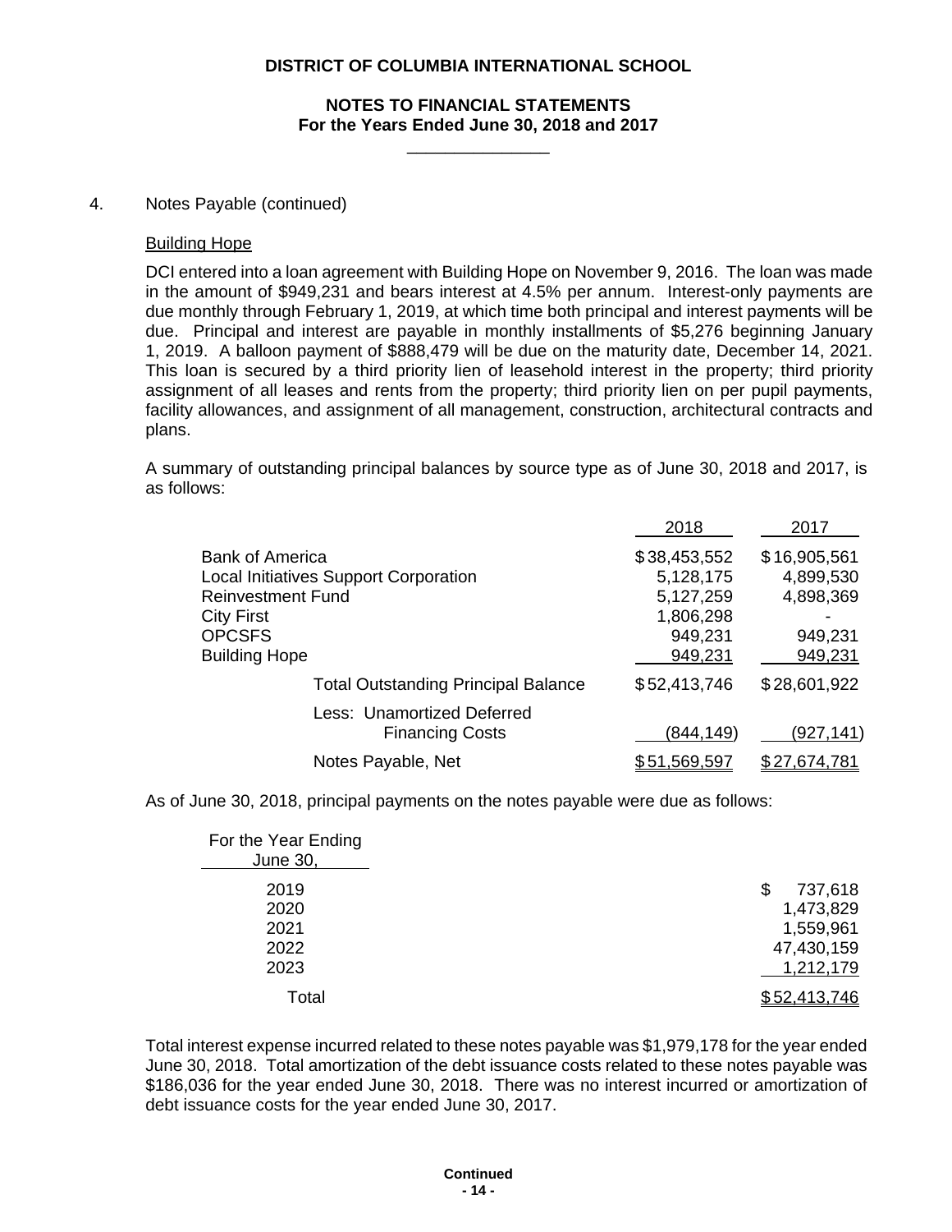4. Notes Payable (continued)

Building Hope

DCI entered into a loan agreement with Building Hope on November 9, 2016. The loan was made in the amount of $949,231 and bears interest at 4.5% per annum. Interest-only payments are due monthly through February 1, 2019, at which time both principal and interest payments will be due. Principal and interest are payable in monthly installments of $5,276 beginning January 1, 2019. A balloon payment of $888,479 will be due on the maturity date, December 14, 2021. This loan is secured by a third priority lien of leasehold interest in the property; third priority assignment of all leases and rents from the property; third priority lien on per pupil payments, facility allowances, and assignment of all management, construction, architectural contracts and plans.

A summary of outstanding principal balances by source type as of June 30, 2018 and 2017, is as follows:

| | 2018 | 2017 |
|---|---|---|
| Bank of America | $38,453,552 | $16,905,561 |
| Local Initiatives Support Corporation | 5,128,175 | 4,899,530 |
| Reinvestment Fund | 5,127,259 | 4,898,369 |
| City First | 1,806,298 | - |
| OPCSFS | 949,231 | 949,231 |
| Building Hope | 949,231 | 949,231 |
| Total Outstanding Principal Balance | $52,413,746 | $28,601,922 |
| Less: Unamortized Deferred Financing Costs | (844,149) | (927,141) |
| Notes Payable, Net | $51,569,597 | $27,674,781 |

As of June 30, 2018, principal payments on the notes payable were due as follows:

| For the Year Ending June 30, | |
|---|---|
| 2019 | $ 737,618 |
| 2020 | 1,473,829 |
| 2021 | 1,559,961 |
| 2022 | 47,430,159 |
| 2023 | 1,212,179 |
| Total | $52,413,746 |

Total interest expense incurred related to these notes payable was $1,979,178 for the year ended June 30, 2018. Total amortization of the debt issuance costs related to these notes payable was $186,036 for the year ended June 30, 2018. There was no interest incurred or amortization of debt issuance costs for the year ended June 30, 2017.

**Continued**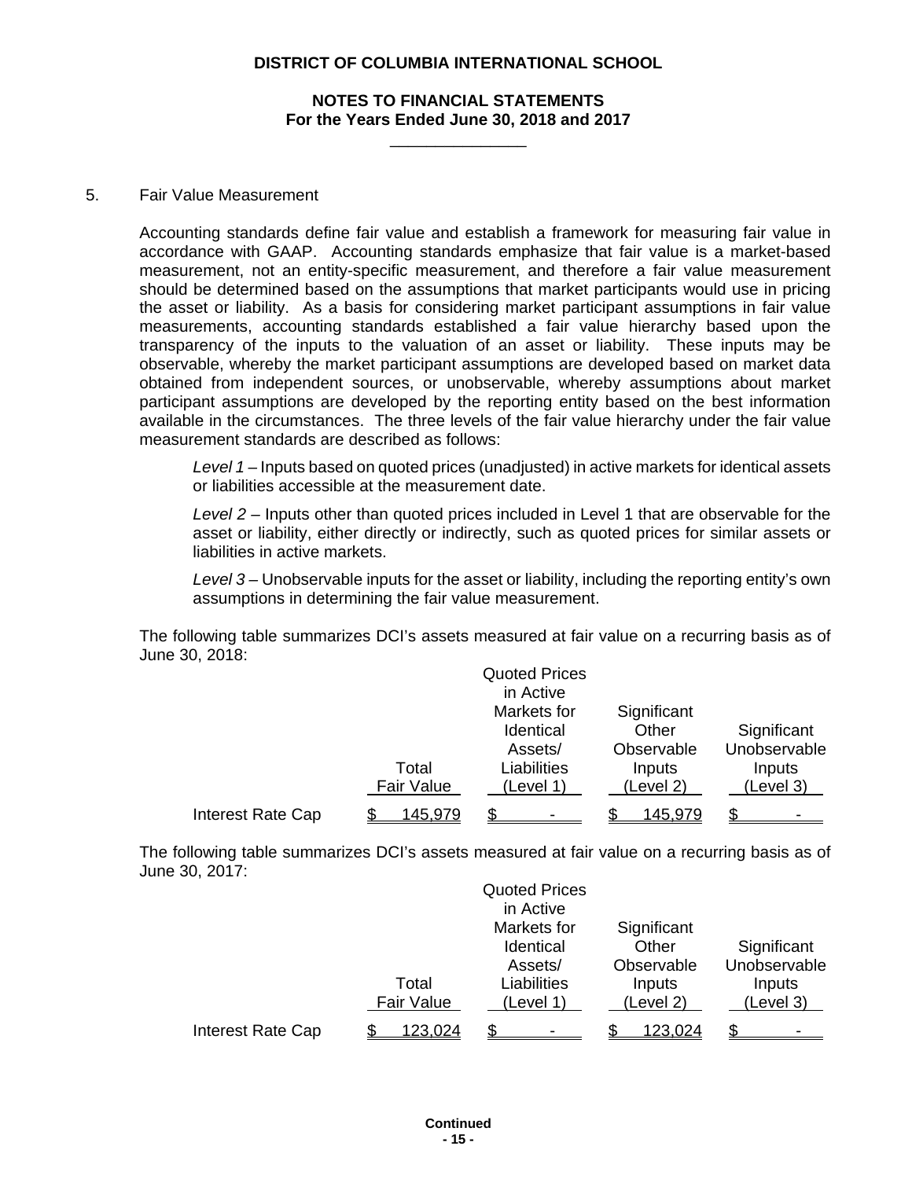**DISTRICT OF COLUMBIA INTERNATIONAL SCHOOL**

**NOTES TO FINANCIAL STATEMENTS**
**For the Years Ended June 30, 2018 and 2017**

5. Fair Value Measurement

Accounting standards define fair value and establish a framework for measuring fair value in accordance with GAAP. Accounting standards emphasize that fair value is a market-based measurement, not an entity-specific measurement, and therefore a fair value measurement should be determined based on the assumptions that market participants would use in pricing the asset or liability. As a basis for considering market participant assumptions in fair value measurements, accounting standards established a fair value hierarchy based upon the transparency of the inputs to the valuation of an asset or liability. These inputs may be observable, whereby the market participant assumptions are developed based on market data obtained from independent sources, or unobservable, whereby assumptions about market participant assumptions are developed by the reporting entity based on the best information available in the circumstances. The three levels of the fair value hierarchy under the fair value measurement standards are described as follows:

*Level 1* – Inputs based on quoted prices (unadjusted) in active markets for identical assets or liabilities accessible at the measurement date.

*Level 2* – Inputs other than quoted prices included in Level 1 that are observable for the asset or liability, either directly or indirectly, such as quoted prices for similar assets or liabilities in active markets.

*Level 3* – Unobservable inputs for the asset or liability, including the reporting entity's own assumptions in determining the fair value measurement.

The following table summarizes DCI's assets measured at fair value on a recurring basis as of June 30, 2018:

| | Total Fair Value | Quoted Prices in Active Markets for Identical Assets/ Liabilities (Level 1) | Significant Other Observable Inputs (Level 2) | Significant Unobservable Inputs (Level 3) |
|---|---|---|---|---|
| Interest Rate Cap | $ 145,979 | $ - | $ 145,979 | $ - |

The following table summarizes DCI's assets measured at fair value on a recurring basis as of June 30, 2017:

| | Total Fair Value | Quoted Prices in Active Markets for Identical Assets/ Liabilities (Level 1) | Significant Other Observable Inputs (Level 2) | Significant Unobservable Inputs (Level 3) |
|---|---|---|---|---|
| Interest Rate Cap | $ 123,024 | $ - | $ 123,024 | $ - |

**Continued**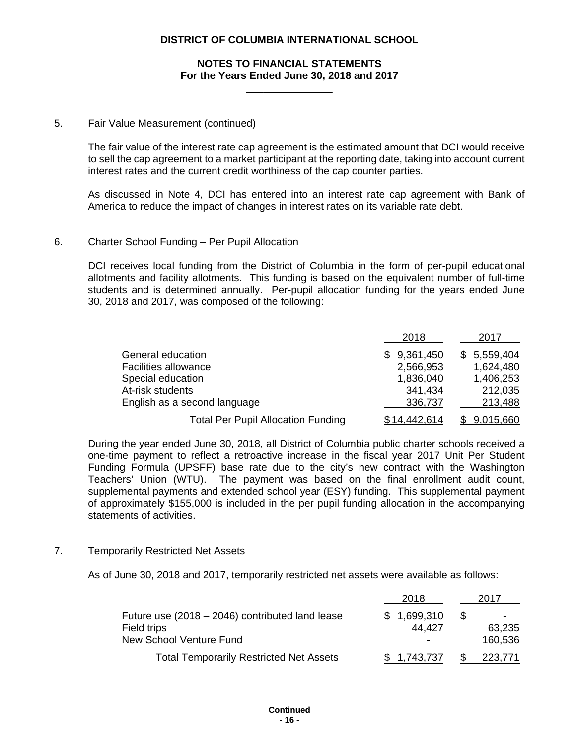## 5. Fair Value Measurement (continued)

The fair value of the interest rate cap agreement is the estimated amount that DCI would receive to sell the cap agreement to a market participant at the reporting date, taking into account current interest rates and the current credit worthiness of the cap counter parties.

As discussed in Note 4, DCI has entered into an interest rate cap agreement with Bank of America to reduce the impact of changes in interest rates on its variable rate debt.

## 6. Charter School Funding – Per Pupil Allocation

DCI receives local funding from the District of Columbia in the form of per-pupil educational allotments and facility allotments. This funding is based on the equivalent number of full-time students and is determined annually. Per-pupil allocation funding for the years ended June 30, 2018 and 2017, was composed of the following:

| | 2018 | 2017 |
|---|---|---|
| General education | $ 9,361,450 | $ 5,559,404 |
| Facilities allowance | 2,566,953 | 1,624,480 |
| Special education | 1,836,040 | 1,406,253 |
| At-risk students | 341,434 | 212,035 |
| English as a second language | 336,737 | 213,488 |
| Total Per Pupil Allocation Funding | $ 14,442,614 | $ 9,015,660 |

During the year ended June 30, 2018, all District of Columbia public charter schools received a one-time payment to reflect a retroactive increase in the fiscal year 2017 Unit Per Student Funding Formula (UPSFF) base rate due to the city's new contract with the Washington Teachers' Union (WTU). The payment was based on the final enrollment audit count, supplemental payments and extended school year (ESY) funding. This supplemental payment of approximately $155,000 is included in the per pupil funding allocation in the accompanying statements of activities.

## 7. Temporarily Restricted Net Assets

As of June 30, 2018 and 2017, temporarily restricted net assets were available as follows:

| | 2018 | 2017 |
|---|---|---|
| Future use (2018 – 2046) contributed land lease | $ 1,699,310 | $ - |
| Field trips | 44,427 | 63,235 |
| New School Venture Fund | - | 160,536 |
| Total Temporarily Restricted Net Assets | $ 1,743,737 | $ 223,771 |

**Continued**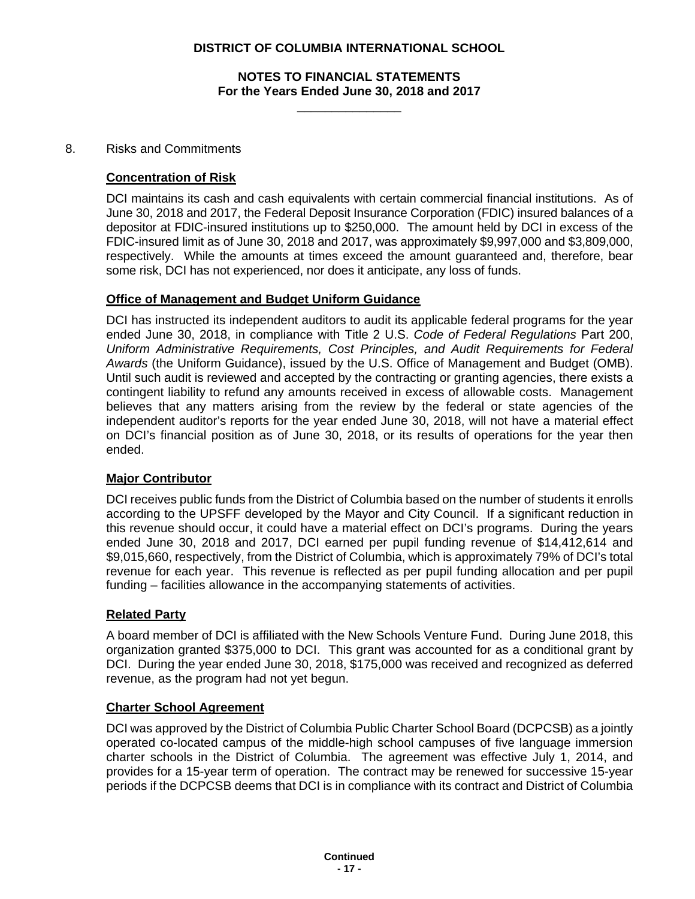8. Risks and Commitments

**Concentration of Risk**

DCI maintains its cash and cash equivalents with certain commercial financial institutions. As of June 30, 2018 and 2017, the Federal Deposit Insurance Corporation (FDIC) insured balances of a depositor at FDIC-insured institutions up to $250,000. The amount held by DCI in excess of the FDIC-insured limit as of June 30, 2018 and 2017, was approximately $9,997,000 and $3,809,000, respectively. While the amounts at times exceed the amount guaranteed and, therefore, bear some risk, DCI has not experienced, nor does it anticipate, any loss of funds.

**Office of Management and Budget Uniform Guidance**

DCI has instructed its independent auditors to audit its applicable federal programs for the year ended June 30, 2018, in compliance with Title 2 U.S. *Code of Federal Regulations* Part 200, *Uniform Administrative Requirements, Cost Principles, and Audit Requirements for Federal Awards* (the Uniform Guidance), issued by the U.S. Office of Management and Budget (OMB). Until such audit is reviewed and accepted by the contracting or granting agencies, there exists a contingent liability to refund any amounts received in excess of allowable costs. Management believes that any matters arising from the review by the federal or state agencies of the independent auditor's reports for the year ended June 30, 2018, will not have a material effect on DCI's financial position as of June 30, 2018, or its results of operations for the year then ended.

**Major Contributor**

DCI receives public funds from the District of Columbia based on the number of students it enrolls according to the UPSFF developed by the Mayor and City Council. If a significant reduction in this revenue should occur, it could have a material effect on DCI's programs. During the years ended June 30, 2018 and 2017, DCI earned per pupil funding revenue of $14,412,614 and $9,015,660, respectively, from the District of Columbia, which is approximately 79% of DCI's total revenue for each year. This revenue is reflected as per pupil funding allocation and per pupil funding – facilities allowance in the accompanying statements of activities.

**Related Party**

A board member of DCI is affiliated with the New Schools Venture Fund. During June 2018, this organization granted $375,000 to DCI. This grant was accounted for as a conditional grant by DCI. During the year ended June 30, 2018, $175,000 was received and recognized as deferred revenue, as the program had not yet begun.

**Charter School Agreement**

DCI was approved by the District of Columbia Public Charter School Board (DCPCSB) as a jointly operated co-located campus of the middle-high school campuses of five language immersion charter schools in the District of Columbia. The agreement was effective July 1, 2014, and provides for a 15-year term of operation. The contract may be renewed for successive 15-year periods if the DCPCSB deems that DCI is in compliance with its contract and District of Columbia

**Continued**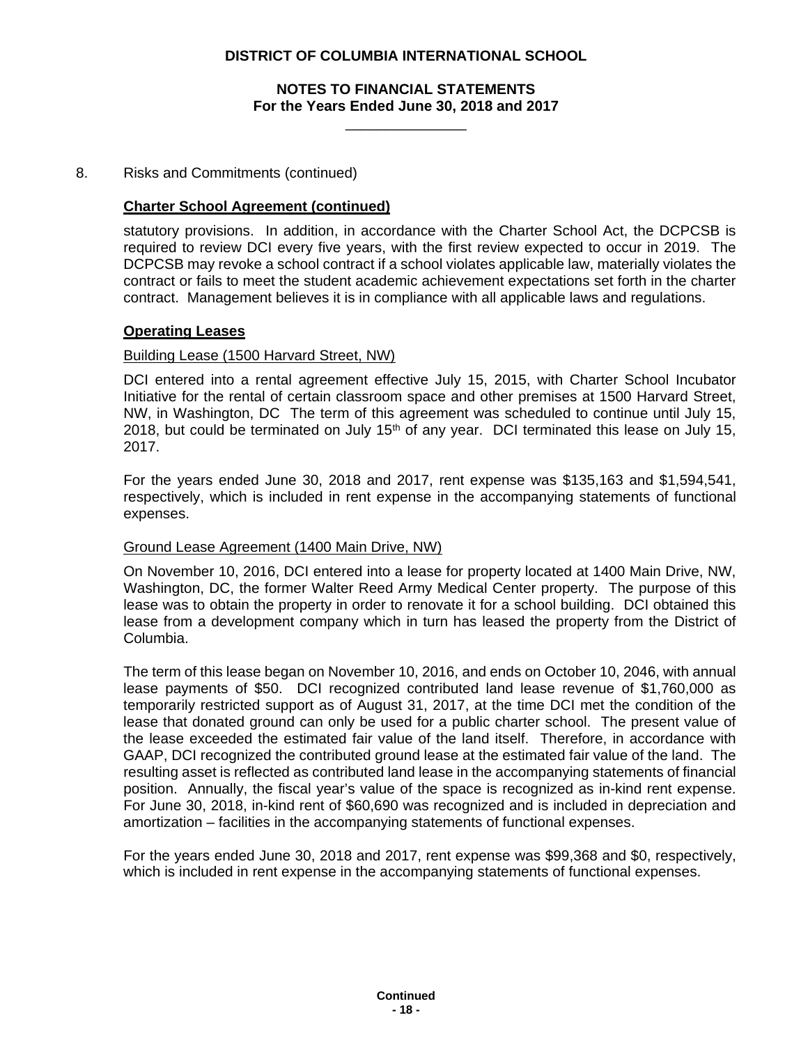8. Risks and Commitments (continued)

**Charter School Agreement (continued)**

statutory provisions. In addition, in accordance with the Charter School Act, the DCPCSB is required to review DCI every five years, with the first review expected to occur in 2019. The DCPCSB may revoke a school contract if a school violates applicable law, materially violates the contract or fails to meet the student academic achievement expectations set forth in the charter contract. Management believes it is in compliance with all applicable laws and regulations.

**Operating Leases**

Building Lease (1500 Harvard Street, NW)

DCI entered into a rental agreement effective July 15, 2015, with Charter School Incubator Initiative for the rental of certain classroom space and other premises at 1500 Harvard Street, NW, in Washington, DC The term of this agreement was scheduled to continue until July 15, 2018, but could be terminated on July 15th of any year. DCI terminated this lease on July 15, 2017.

For the years ended June 30, 2018 and 2017, rent expense was $135,163 and $1,594,541, respectively, which is included in rent expense in the accompanying statements of functional expenses.

Ground Lease Agreement (1400 Main Drive, NW)

On November 10, 2016, DCI entered into a lease for property located at 1400 Main Drive, NW, Washington, DC, the former Walter Reed Army Medical Center property. The purpose of this lease was to obtain the property in order to renovate it for a school building. DCI obtained this lease from a development company which in turn has leased the property from the District of Columbia.

The term of this lease began on November 10, 2016, and ends on October 10, 2046, with annual lease payments of $50. DCI recognized contributed land lease revenue of $1,760,000 as temporarily restricted support as of August 31, 2017, at the time DCI met the condition of the lease that donated ground can only be used for a public charter school. The present value of the lease exceeded the estimated fair value of the land itself. Therefore, in accordance with GAAP, DCI recognized the contributed ground lease at the estimated fair value of the land. The resulting asset is reflected as contributed land lease in the accompanying statements of financial position. Annually, the fiscal year's value of the space is recognized as in-kind rent expense. For June 30, 2018, in-kind rent of $60,690 was recognized and is included in depreciation and amortization – facilities in the accompanying statements of functional expenses.

For the years ended June 30, 2018 and 2017, rent expense was $99,368 and $0, respectively, which is included in rent expense in the accompanying statements of functional expenses.

Continued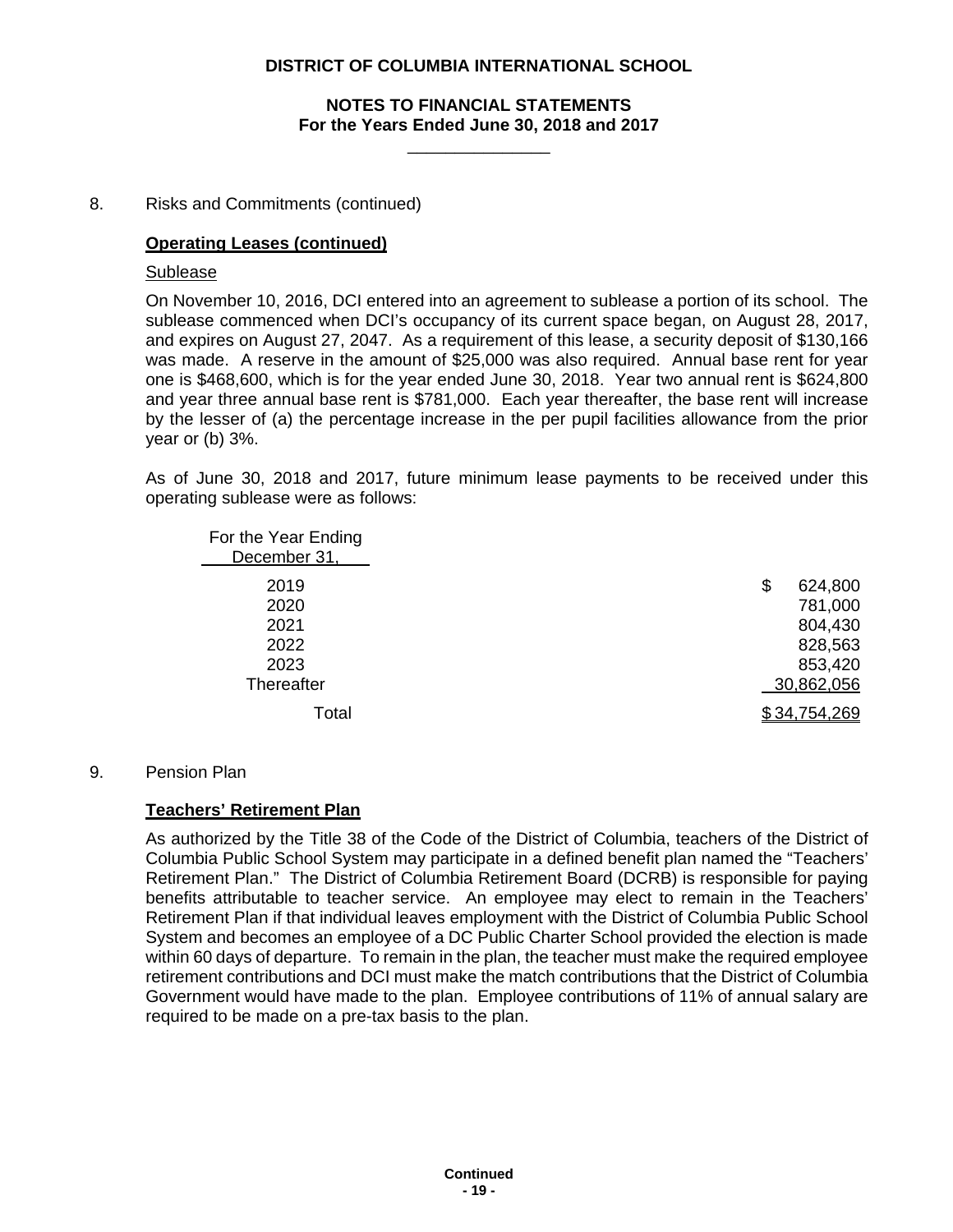8. Risks and Commitments (continued)

**Operating Leases (continued)**

Sublease

On November 10, 2016, DCI entered into an agreement to sublease a portion of its school. The sublease commenced when DCI's occupancy of its current space began, on August 28, 2017, and expires on August 27, 2047. As a requirement of this lease, a security deposit of $130,166 was made. A reserve in the amount of $25,000 was also required. Annual base rent for year one is $468,600, which is for the year ended June 30, 2018. Year two annual rent is $624,800 and year three annual base rent is $781,000. Each year thereafter, the base rent will increase by the lesser of (a) the percentage increase in the per pupil facilities allowance from the prior year or (b) 3%.

As of June 30, 2018 and 2017, future minimum lease payments to be received under this operating sublease were as follows:

| For the Year Ending December 31, | |
|---|---|
| 2019 | $ 624,800 |
| 2020 | 781,000 |
| 2021 | 804,430 |
| 2022 | 828,563 |
| 2023 | 853,420 |
| Thereafter | 30,862,056 |
| Total | $ 34,754,269 |

9. Pension Plan

**Teachers' Retirement Plan**

As authorized by the Title 38 of the Code of the District of Columbia, teachers of the District of Columbia Public School System may participate in a defined benefit plan named the "Teachers' Retirement Plan." The District of Columbia Retirement Board (DCRB) is responsible for paying benefits attributable to teacher service. An employee may elect to remain in the Teachers' Retirement Plan if that individual leaves employment with the District of Columbia Public School System and becomes an employee of a DC Public Charter School provided the election is made within 60 days of departure. To remain in the plan, the teacher must make the required employee retirement contributions and DCI must make the match contributions that the District of Columbia Government would have made to the plan. Employee contributions of 11% of annual salary are required to be made on a pre-tax basis to the plan.

**Continued**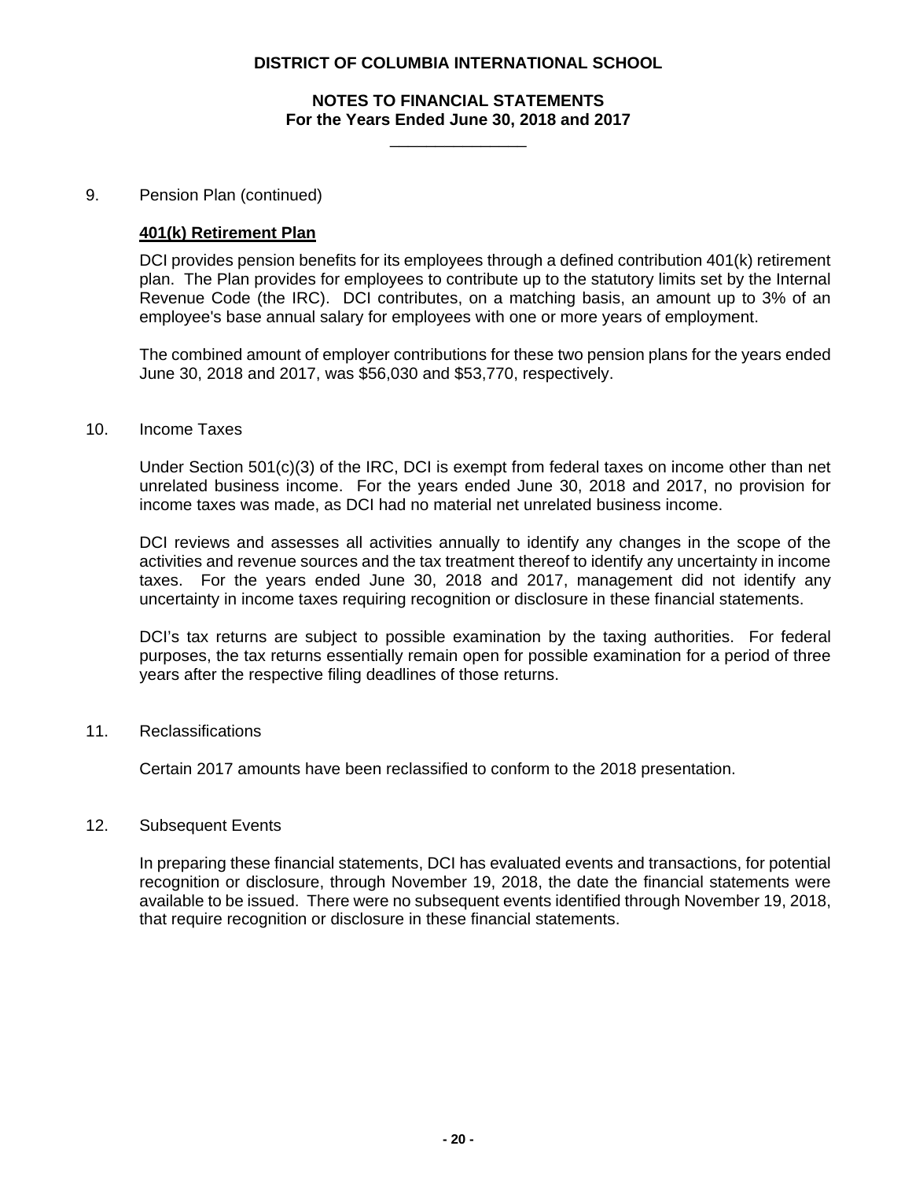9. Pension Plan (continued)

**401(k) Retirement Plan**

DCI provides pension benefits for its employees through a defined contribution 401(k) retirement plan. The Plan provides for employees to contribute up to the statutory limits set by the Internal Revenue Code (the IRC). DCI contributes, on a matching basis, an amount up to 3% of an employee's base annual salary for employees with one or more years of employment.

The combined amount of employer contributions for these two pension plans for the years ended June 30, 2018 and 2017, was $56,030 and $53,770, respectively.

10. Income Taxes

Under Section 501(c)(3) of the IRC, DCI is exempt from federal taxes on income other than net unrelated business income. For the years ended June 30, 2018 and 2017, no provision for income taxes was made, as DCI had no material net unrelated business income.

DCI reviews and assesses all activities annually to identify any changes in the scope of the activities and revenue sources and the tax treatment thereof to identify any uncertainty in income taxes. For the years ended June 30, 2018 and 2017, management did not identify any uncertainty in income taxes requiring recognition or disclosure in these financial statements.

DCI's tax returns are subject to possible examination by the taxing authorities. For federal purposes, the tax returns essentially remain open for possible examination for a period of three years after the respective filing deadlines of those returns.

11. Reclassifications

Certain 2017 amounts have been reclassified to conform to the 2018 presentation.

12. Subsequent Events

In preparing these financial statements, DCI has evaluated events and transactions, for potential recognition or disclosure, through November 19, 2018, the date the financial statements were available to be issued. There were no subsequent events identified through November 19, 2018, that require recognition or disclosure in these financial statements.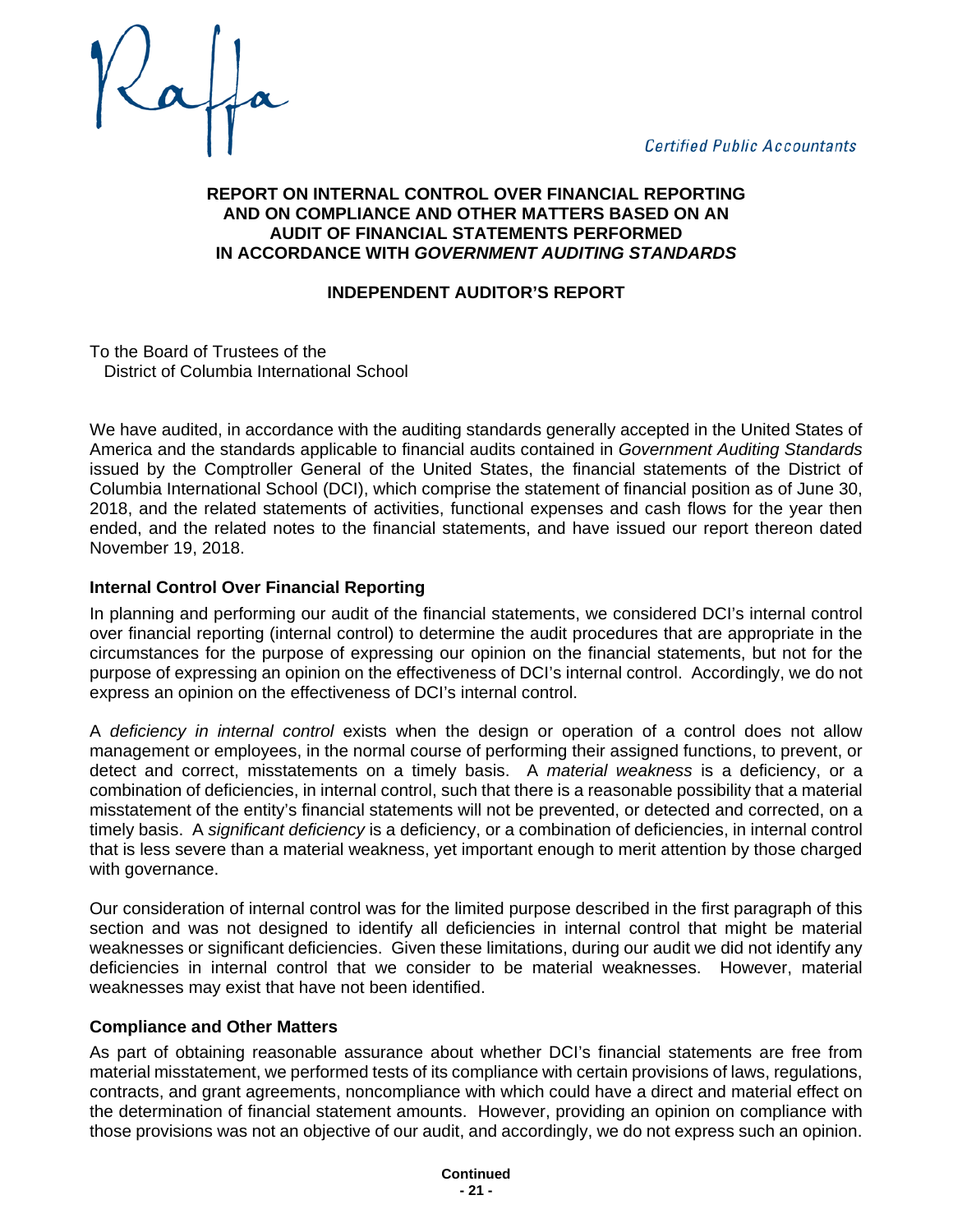Raffa

Certified Public Accountants

**REPORT ON INTERNAL CONTROL OVER FINANCIAL REPORTING AND ON COMPLIANCE AND OTHER MATTERS BASED ON AN AUDIT OF FINANCIAL STATEMENTS PERFORMED IN ACCORDANCE WITH *GOVERNMENT AUDITING STANDARDS***

**INDEPENDENT AUDITOR'S REPORT**

To the Board of Trustees of the
District of Columbia International School

We have audited, in accordance with the auditing standards generally accepted in the United States of America and the standards applicable to financial audits contained in *Government Auditing Standards* issued by the Comptroller General of the United States, the financial statements of the District of Columbia International School (DCI), which comprise the statement of financial position as of June 30, 2018, and the related statements of activities, functional expenses and cash flows for the year then ended, and the related notes to the financial statements, and have issued our report thereon dated November 19, 2018.

### Internal Control Over Financial Reporting

In planning and performing our audit of the financial statements, we considered DCI's internal control over financial reporting (internal control) to determine the audit procedures that are appropriate in the circumstances for the purpose of expressing our opinion on the financial statements, but not for the purpose of expressing an opinion on the effectiveness of DCI's internal control. Accordingly, we do not express an opinion on the effectiveness of DCI's internal control.

A *deficiency in internal control* exists when the design or operation of a control does not allow management or employees, in the normal course of performing their assigned functions, to prevent, or detect and correct, misstatements on a timely basis. A *material weakness* is a deficiency, or a combination of deficiencies, in internal control, such that there is a reasonable possibility that a material misstatement of the entity's financial statements will not be prevented, or detected and corrected, on a timely basis. A *significant deficiency* is a deficiency, or a combination of deficiencies, in internal control that is less severe than a material weakness, yet important enough to merit attention by those charged with governance.

Our consideration of internal control was for the limited purpose described in the first paragraph of this section and was not designed to identify all deficiencies in internal control that might be material weaknesses or significant deficiencies. Given these limitations, during our audit we did not identify any deficiencies in internal control that we consider to be material weaknesses. However, material weaknesses may exist that have not been identified.

### Compliance and Other Matters

As part of obtaining reasonable assurance about whether DCI's financial statements are free from material misstatement, we performed tests of its compliance with certain provisions of laws, regulations, contracts, and grant agreements, noncompliance with which could have a direct and material effect on the determination of financial statement amounts. However, providing an opinion on compliance with those provisions was not an objective of our audit, and accordingly, we do not express such an opinion.

**Continued**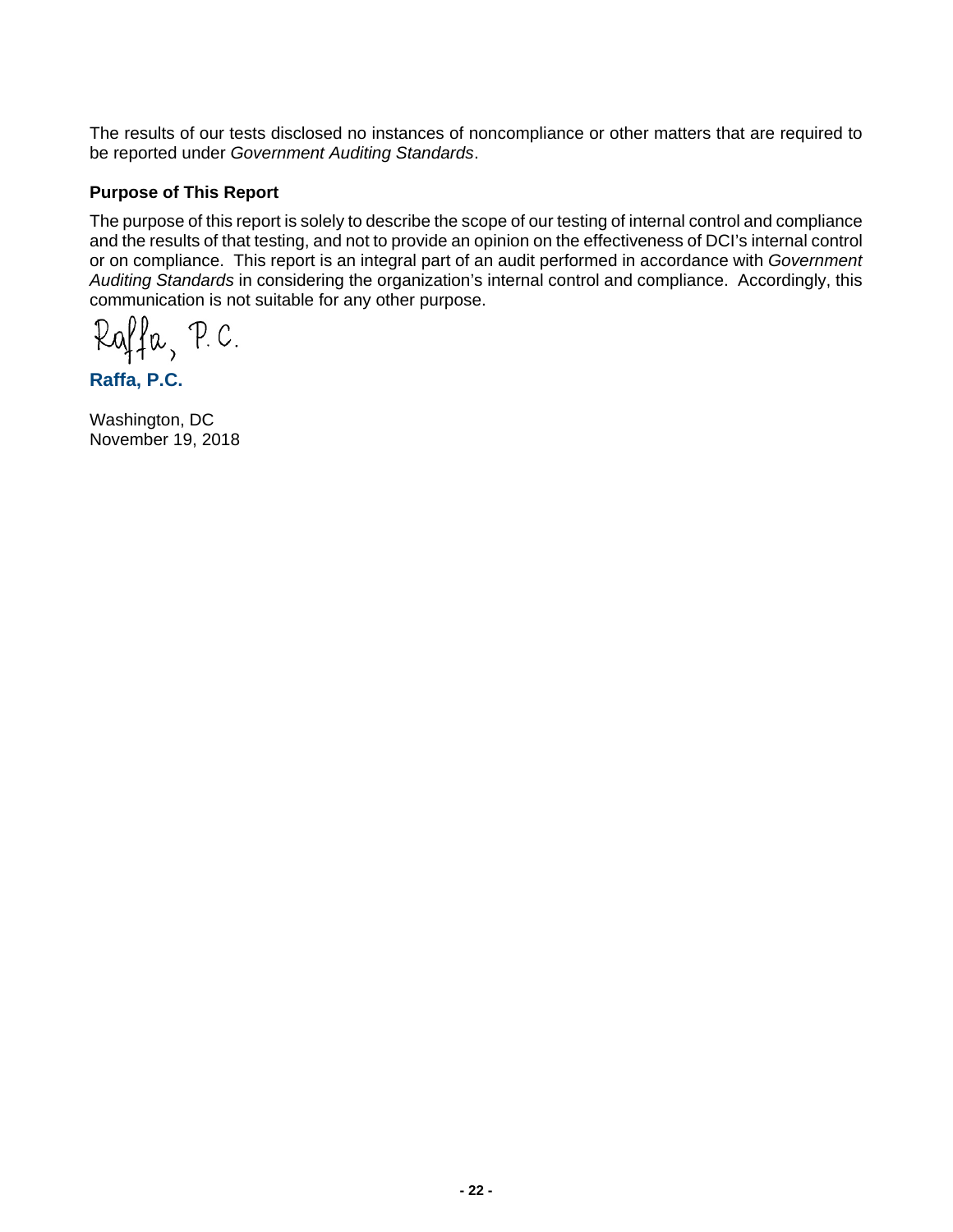The results of our tests disclosed no instances of noncompliance or other matters that are required to be reported under *Government Auditing Standards*.

### Purpose of This Report

The purpose of this report is solely to describe the scope of our testing of internal control and compliance and the results of that testing, and not to provide an opinion on the effectiveness of DCI's internal control or on compliance. This report is an integral part of an audit performed in accordance with *Government Auditing Standards* in considering the organization's internal control and compliance. Accordingly, this communication is not suitable for any other purpose.

Raffa, P.C.

**Raffa, P.C.**

Washington, DC
November 19, 2018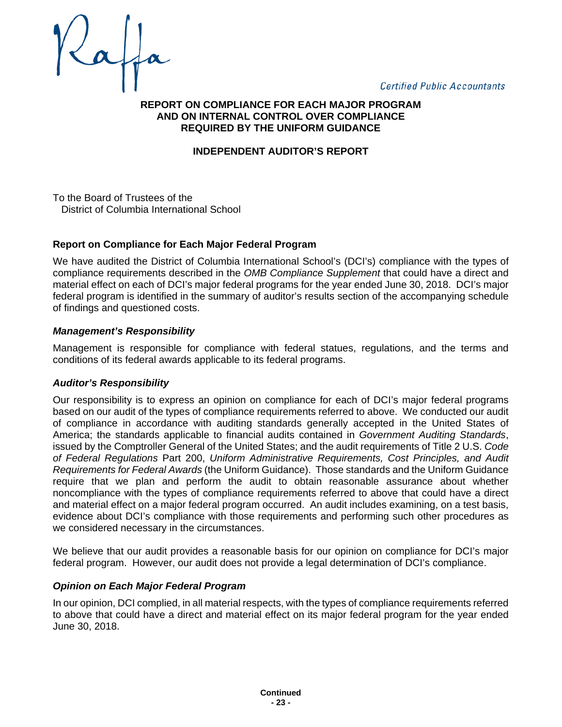Raffa

*Certified Public Accountants*

# REPORT ON COMPLIANCE FOR EACH MAJOR PROGRAM AND ON INTERNAL CONTROL OVER COMPLIANCE REQUIRED BY THE UNIFORM GUIDANCE

## INDEPENDENT AUDITOR'S REPORT

To the Board of Trustees of the
District of Columbia International School

### Report on Compliance for Each Major Federal Program

We have audited the District of Columbia International School's (DCI's) compliance with the types of compliance requirements described in the *OMB Compliance Supplement* that could have a direct and material effect on each of DCI's major federal programs for the year ended June 30, 2018. DCI's major federal program is identified in the summary of auditor's results section of the accompanying schedule of findings and questioned costs.

#### *Management's Responsibility*

Management is responsible for compliance with federal statues, regulations, and the terms and conditions of its federal awards applicable to its federal programs.

#### *Auditor's Responsibility*

Our responsibility is to express an opinion on compliance for each of DCI's major federal programs based on our audit of the types of compliance requirements referred to above. We conducted our audit of compliance in accordance with auditing standards generally accepted in the United States of America; the standards applicable to financial audits contained in *Government Auditing Standards*, issued by the Comptroller General of the United States; and the audit requirements of Title 2 U.S. *Code of Federal Regulations* Part 200, *Uniform Administrative Requirements, Cost Principles, and Audit Requirements for Federal Awards* (the Uniform Guidance). Those standards and the Uniform Guidance require that we plan and perform the audit to obtain reasonable assurance about whether noncompliance with the types of compliance requirements referred to above that could have a direct and material effect on a major federal program occurred. An audit includes examining, on a test basis, evidence about DCI's compliance with those requirements and performing such other procedures as we considered necessary in the circumstances.

We believe that our audit provides a reasonable basis for our opinion on compliance for DCI's major federal program. However, our audit does not provide a legal determination of DCI's compliance.

#### *Opinion on Each Major Federal Program*

In our opinion, DCI complied, in all material respects, with the types of compliance requirements referred to above that could have a direct and material effect on its major federal program for the year ended June 30, 2018.

**Continued**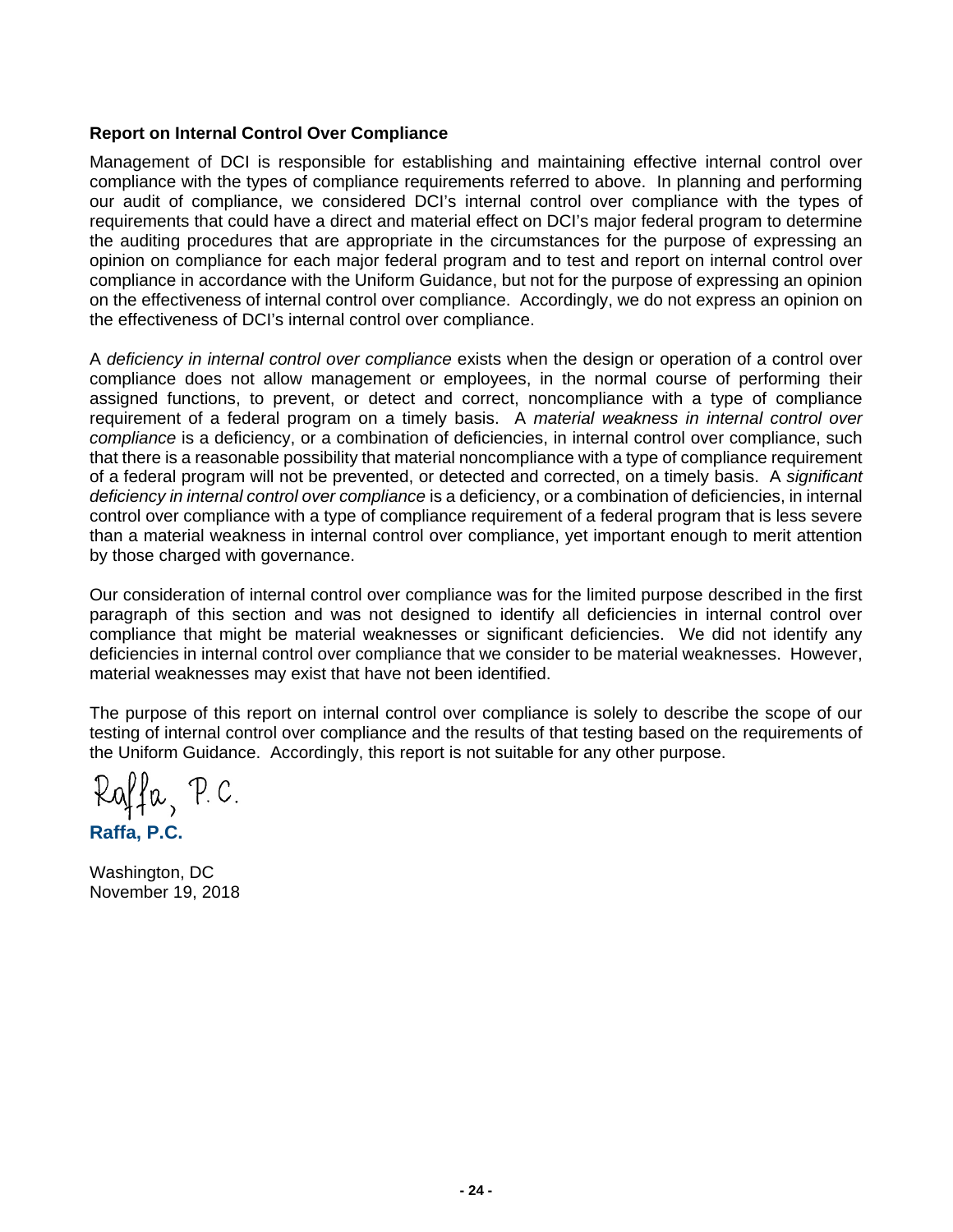**Report on Internal Control Over Compliance**

Management of DCI is responsible for establishing and maintaining effective internal control over compliance with the types of compliance requirements referred to above. In planning and performing our audit of compliance, we considered DCI's internal control over compliance with the types of requirements that could have a direct and material effect on DCI's major federal program to determine the auditing procedures that are appropriate in the circumstances for the purpose of expressing an opinion on compliance for each major federal program and to test and report on internal control over compliance in accordance with the Uniform Guidance, but not for the purpose of expressing an opinion on the effectiveness of internal control over compliance. Accordingly, we do not express an opinion on the effectiveness of DCI's internal control over compliance.

A *deficiency in internal control over compliance* exists when the design or operation of a control over compliance does not allow management or employees, in the normal course of performing their assigned functions, to prevent, or detect and correct, noncompliance with a type of compliance requirement of a federal program on a timely basis. A *material weakness in internal control over compliance* is a deficiency, or a combination of deficiencies, in internal control over compliance, such that there is a reasonable possibility that material noncompliance with a type of compliance requirement of a federal program will not be prevented, or detected and corrected, on a timely basis. A *significant deficiency in internal control over compliance* is a deficiency, or a combination of deficiencies, in internal control over compliance with a type of compliance requirement of a federal program that is less severe than a material weakness in internal control over compliance, yet important enough to merit attention by those charged with governance.

Our consideration of internal control over compliance was for the limited purpose described in the first paragraph of this section and was not designed to identify all deficiencies in internal control over compliance that might be material weaknesses or significant deficiencies. We did not identify any deficiencies in internal control over compliance that we consider to be material weaknesses. However, material weaknesses may exist that have not been identified.

The purpose of this report on internal control over compliance is solely to describe the scope of our testing of internal control over compliance and the results of that testing based on the requirements of the Uniform Guidance. Accordingly, this report is not suitable for any other purpose.

Raffa, P.C.

**Raffa, P.C.**

Washington, DC
November 19, 2018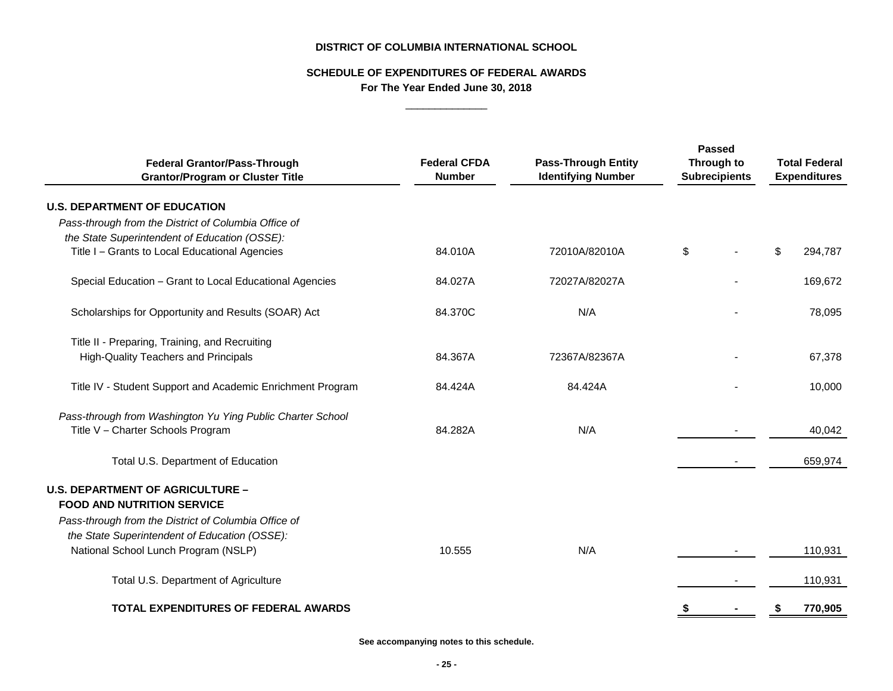**DISTRICT OF COLUMBIA INTERNATIONAL SCHOOL**

**SCHEDULE OF EXPENDITURES OF FEDERAL AWARDS**
**For The Year Ended June 30, 2018**

| Federal Grantor/Pass-Through Grantor/Program or Cluster Title | Federal CFDA Number | Pass-Through Entity Identifying Number | Passed Through to Subrecipients | Total Federal Expenditures |
|---|---|---|---|---|
| **U.S. DEPARTMENT OF EDUCATION** | | | | |
| *Pass-through from the District of Columbia Office of the State Superintendent of Education (OSSE):* | | | | |
| Title I – Grants to Local Educational Agencies | 84.010A | 72010A/82010A | $ - | $ 294,787 |
| Special Education – Grant to Local Educational Agencies | 84.027A | 72027A/82027A | - | 169,672 |
| Scholarships for Opportunity and Results (SOAR) Act | 84.370C | N/A | - | 78,095 |
| Title II - Preparing, Training, and Recruiting High-Quality Teachers and Principals | 84.367A | 72367A/82367A | - | 67,378 |
| Title IV - Student Support and Academic Enrichment Program | 84.424A | 84.424A | - | 10,000 |
| *Pass-through from Washington Yu Ying Public Charter School* | | | | |
| Title V – Charter Schools Program | 84.282A | N/A | - | 40,042 |
| Total U.S. Department of Education | | | - | 659,974 |
| **U.S. DEPARTMENT OF AGRICULTURE – FOOD AND NUTRITION SERVICE** | | | | |
| *Pass-through from the District of Columbia Office of the State Superintendent of Education (OSSE):* | | | | |
| National School Lunch Program (NSLP) | 10.555 | N/A | - | 110,931 |
| Total U.S. Department of Agriculture | | | - | 110,931 |
| **TOTAL EXPENDITURES OF FEDERAL AWARDS** | | | **$ -** | **$ 770,905** |

**See accompanying notes to this schedule.**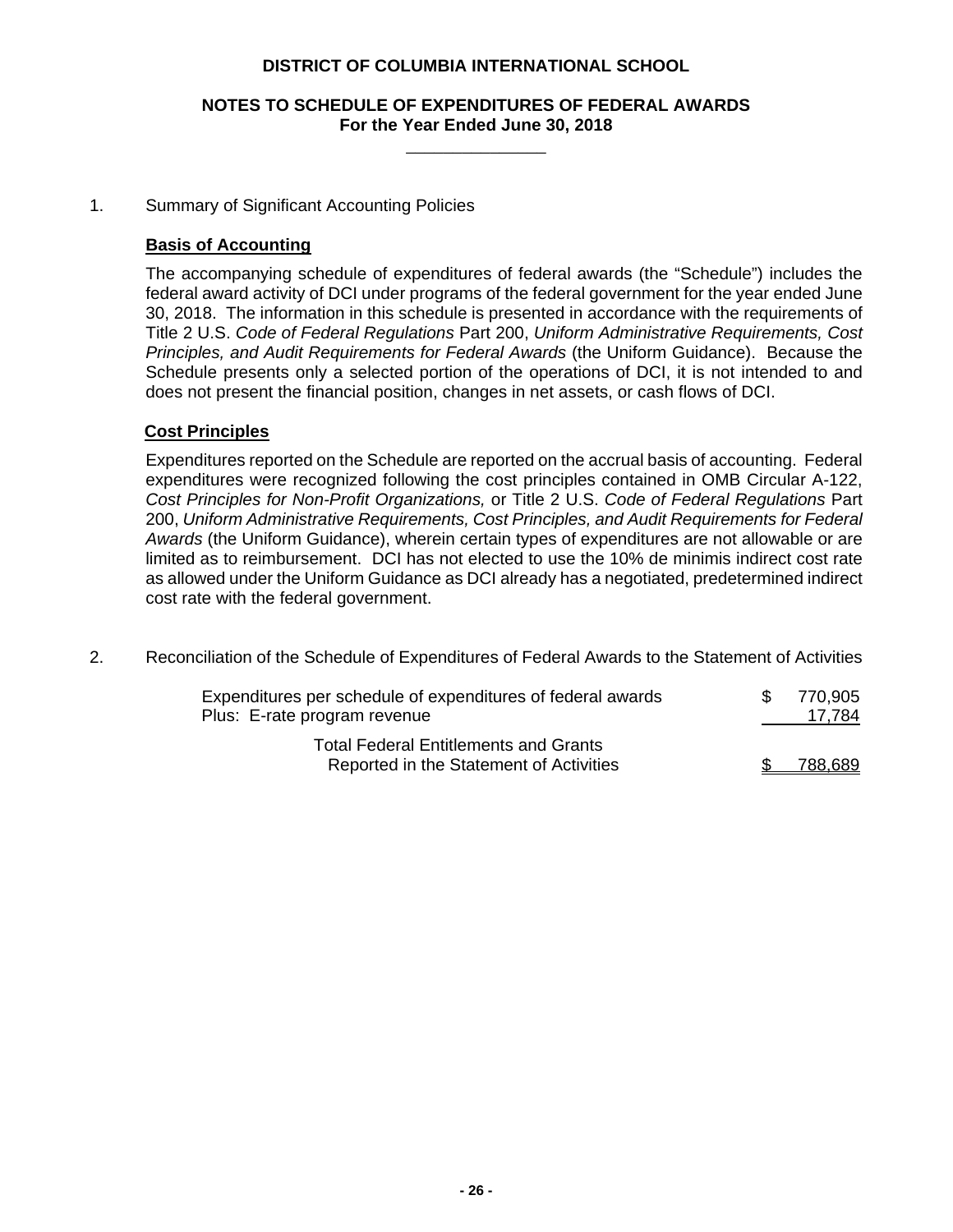# DISTRICT OF COLUMBIA INTERNATIONAL SCHOOL

## NOTES TO SCHEDULE OF EXPENDITURES OF FEDERAL AWARDS
**For the Year Ended June 30, 2018**

1. Summary of Significant Accounting Policies

**Basis of Accounting**

The accompanying schedule of expenditures of federal awards (the "Schedule") includes the federal award activity of DCI under programs of the federal government for the year ended June 30, 2018. The information in this schedule is presented in accordance with the requirements of Title 2 U.S. *Code of Federal Regulations* Part 200, *Uniform Administrative Requirements, Cost Principles, and Audit Requirements for Federal Awards* (the Uniform Guidance). Because the Schedule presents only a selected portion of the operations of DCI, it is not intended to and does not present the financial position, changes in net assets, or cash flows of DCI.

**Cost Principles**

Expenditures reported on the Schedule are reported on the accrual basis of accounting. Federal expenditures were recognized following the cost principles contained in OMB Circular A-122, *Cost Principles for Non-Profit Organizations,* or Title 2 U.S. *Code of Federal Regulations* Part 200, *Uniform Administrative Requirements, Cost Principles, and Audit Requirements for Federal Awards* (the Uniform Guidance), wherein certain types of expenditures are not allowable or are limited as to reimbursement. DCI has not elected to use the 10% de minimis indirect cost rate as allowed under the Uniform Guidance as DCI already has a negotiated, predetermined indirect cost rate with the federal government.

2. Reconciliation of the Schedule of Expenditures of Federal Awards to the Statement of Activities

| | |
|---|---|
| Expenditures per schedule of expenditures of federal awards | $ 770,905 |
| Plus: E-rate program revenue | 17,784 |
| Total Federal Entitlements and Grants Reported in the Statement of Activities | $ 788,689 |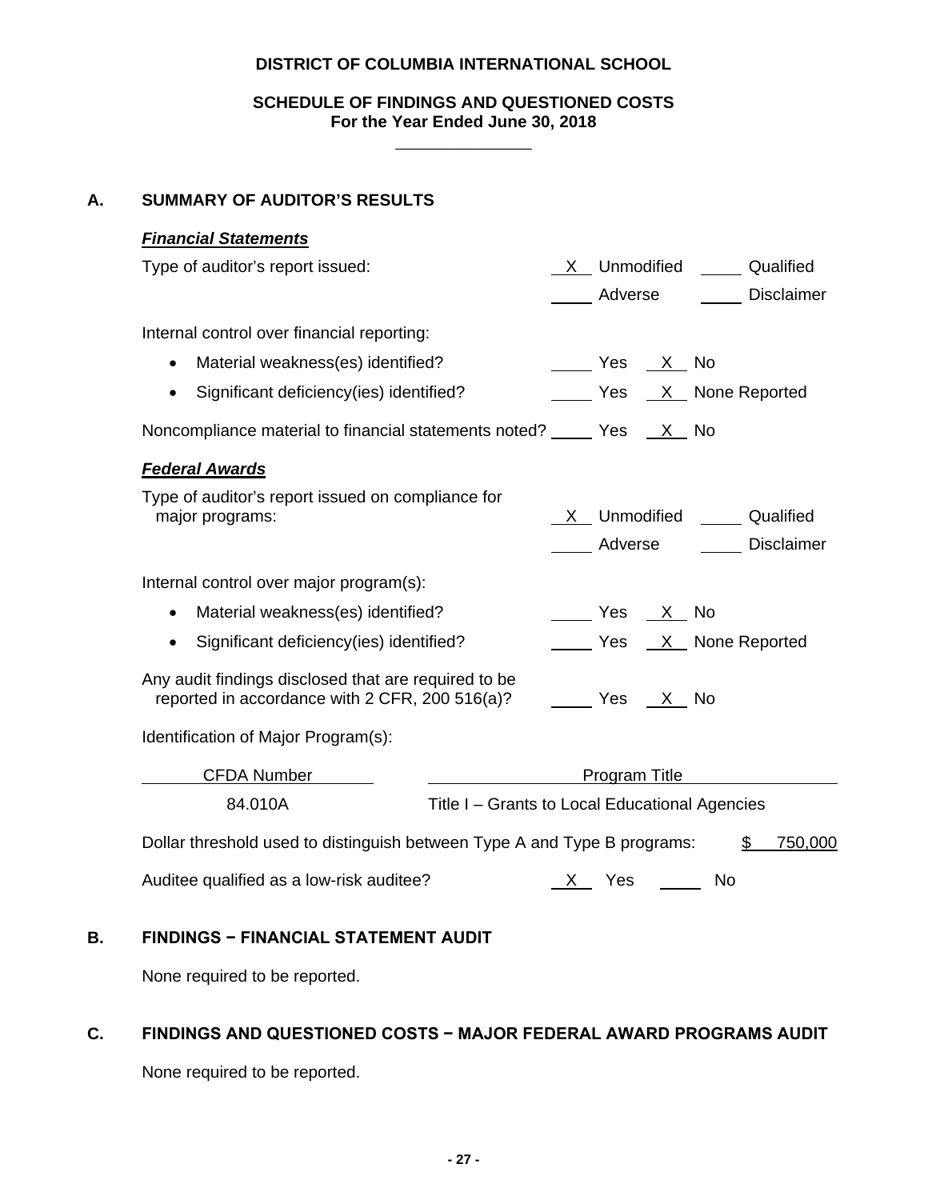**DISTRICT OF COLUMBIA INTERNATIONAL SCHOOL**

**SCHEDULE OF FINDINGS AND QUESTIONED COSTS**
**For the Year Ended June 30, 2018**

## A. SUMMARY OF AUDITOR'S RESULTS

***Financial Statements***

Type of auditor's report issued: X Unmodified ___ Qualified ___ Adverse ___ Disclaimer

Internal control over financial reporting:

- Material weakness(es) identified? ___ Yes X No
- Significant deficiency(ies) identified? ___ Yes X None Reported

Noncompliance material to financial statements noted? ___ Yes X No

***Federal Awards***

Type of auditor's report issued on compliance for major programs: X Unmodified ___ Qualified ___ Adverse ___ Disclaimer

Internal control over major program(s):

- Material weakness(es) identified? ___ Yes X No
- Significant deficiency(ies) identified? ___ Yes X None Reported

Any audit findings disclosed that are required to be reported in accordance with 2 CFR, 200 516(a)? ___ Yes X No

Identification of Major Program(s):

| CFDA Number | Program Title |
|---|---|
| 84.010A | Title I – Grants to Local Educational Agencies |

Dollar threshold used to distinguish between Type A and Type B programs: $ 750,000

Auditee qualified as a low-risk auditee? X Yes ___ No

## B. FINDINGS − FINANCIAL STATEMENT AUDIT

None required to be reported.

## C. FINDINGS AND QUESTIONED COSTS − MAJOR FEDERAL AWARD PROGRAMS AUDIT

None required to be reported.